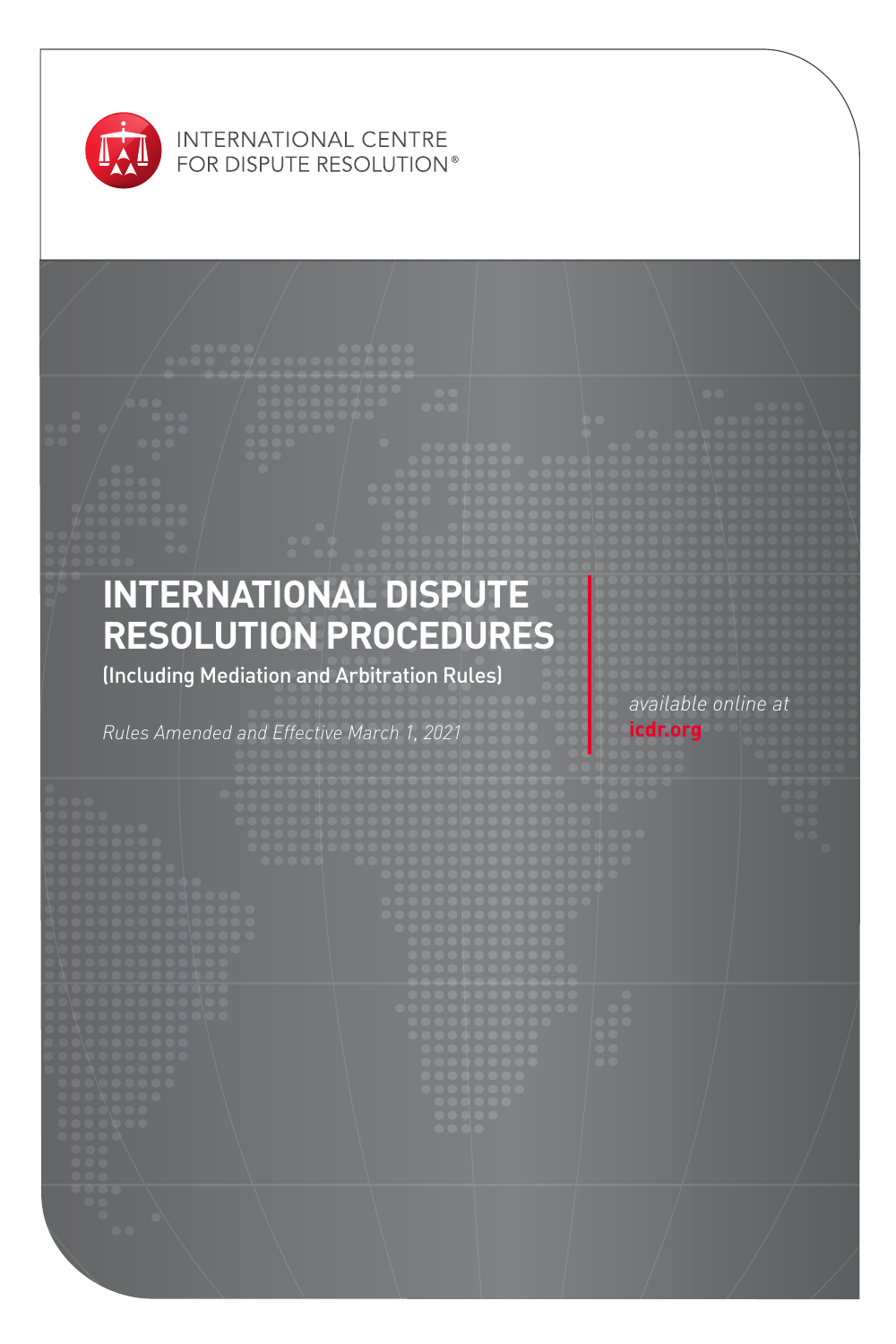INTERNATIONAL CENTRE FOR DISPUTE RESOLUTION®

# INTERNATIONAL DISPUTE RESOLUTION PROCEDURES

(Including Mediation and Arbitration Rules)

*Rules Amended and Effective March 1, 2021*

*available online at*
**icdr.org**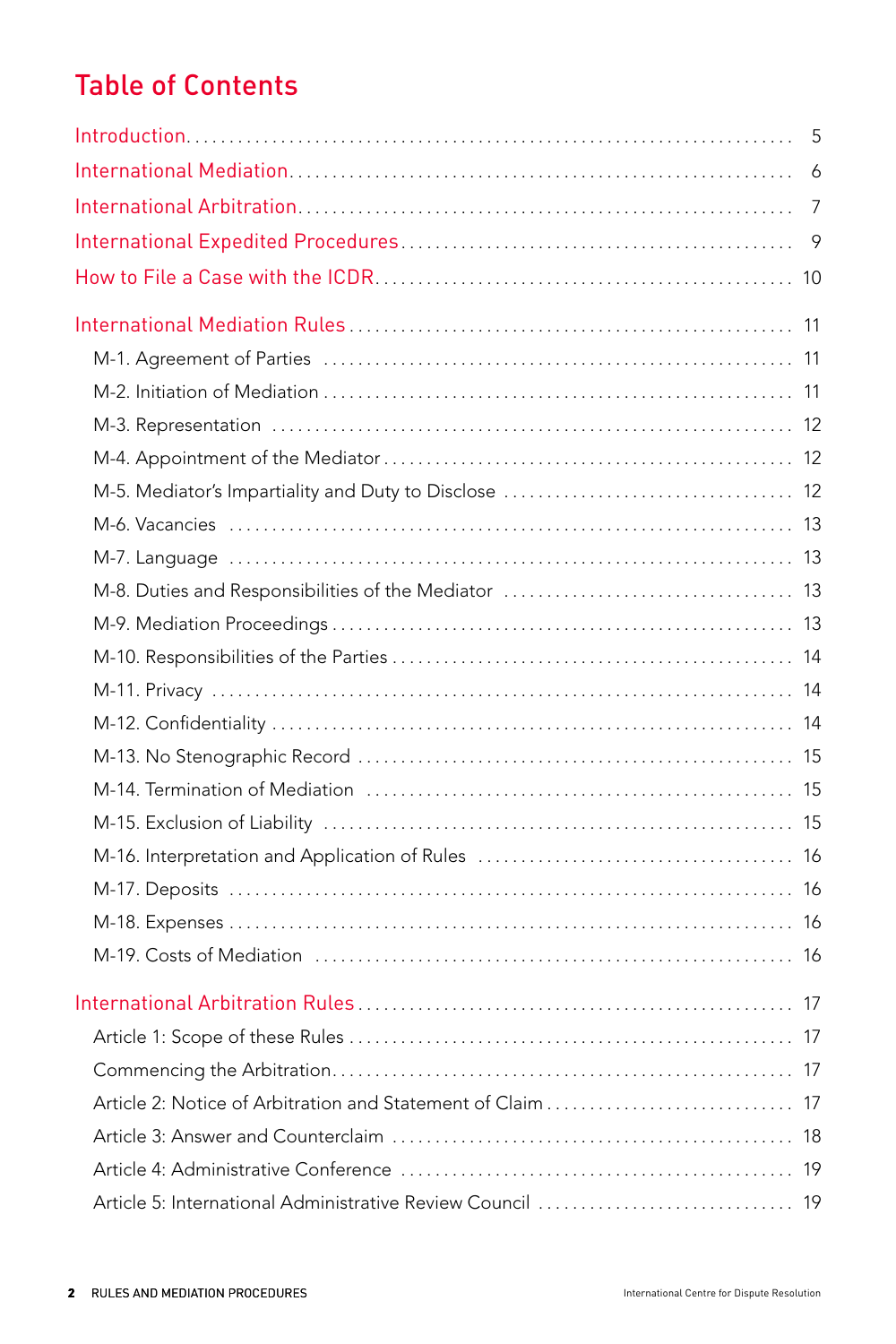# Table of Contents

Introduction . . . . . . . . . . 5

International Mediation . . . . . . . . . . 6

International Arbitration . . . . . . . . . . 7

International Expedited Procedures . . . . . . . . . . 9

How to File a Case with the ICDR . . . . . . . . . . 10

International Mediation Rules . . . . . . . . . . 11

- M-1. Agreement of Parties . . . . . . . . . . 11
- M-2. Initiation of Mediation . . . . . . . . . . 11
- M-3. Representation . . . . . . . . . . 12
- M-4. Appointment of the Mediator . . . . . . . . . . 12
- M-5. Mediator's Impartiality and Duty to Disclose . . . . . . . . . . 12
- M-6. Vacancies . . . . . . . . . . 13
- M-7. Language . . . . . . . . . . 13
- M-8. Duties and Responsibilities of the Mediator . . . . . . . . . . 13
- M-9. Mediation Proceedings . . . . . . . . . . 13
- M-10. Responsibilities of the Parties . . . . . . . . . . 14
- M-11. Privacy . . . . . . . . . . 14
- M-12. Confidentiality . . . . . . . . . . 14
- M-13. No Stenographic Record . . . . . . . . . . 15
- M-14. Termination of Mediation . . . . . . . . . . 15
- M-15. Exclusion of Liability . . . . . . . . . . 15
- M-16. Interpretation and Application of Rules . . . . . . . . . . 16
- M-17. Deposits . . . . . . . . . . 16
- M-18. Expenses . . . . . . . . . . 16
- M-19. Costs of Mediation . . . . . . . . . . 16

International Arbitration Rules . . . . . . . . . . 17

- Article 1: Scope of these Rules . . . . . . . . . . 17
- Commencing the Arbitration . . . . . . . . . . 17
- Article 2: Notice of Arbitration and Statement of Claim . . . . . . . . . . 17
- Article 3: Answer and Counterclaim . . . . . . . . . . 18
- Article 4: Administrative Conference . . . . . . . . . . 19
- Article 5: International Administrative Review Council . . . . . . . . . . 19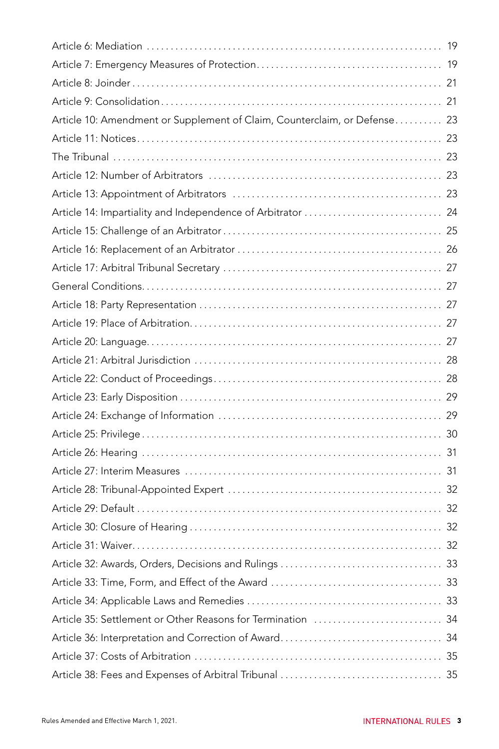Article 6: Mediation ............................................................. 19
Article 7: Emergency Measures of Protection ...................................... 19
Article 8: Joinder ............................................................... 21
Article 9: Consolidation ......................................................... 21
Article 10: Amendment or Supplement of Claim, Counterclaim, or Defense ........... 23
Article 11: Notices .............................................................. 23
The Tribunal ..................................................................... 23
Article 12: Number of Arbitrators ................................................ 23
Article 13: Appointment of Arbitrators ........................................... 23
Article 14: Impartiality and Independence of Arbitrator .......................... 24
Article 15: Challenge of an Arbitrator ........................................... 25
Article 16: Replacement of an Arbitrator ......................................... 26
Article 17: Arbitral Tribunal Secretary .......................................... 27
General Conditions ............................................................... 27
Article 18: Party Representation ................................................. 27
Article 19: Place of Arbitration ................................................. 27
Article 20: Language ............................................................. 27
Article 21: Arbitral Jurisdiction ................................................ 28
Article 22: Conduct of Proceedings ............................................... 28
Article 23: Early Disposition .................................................... 29
Article 24: Exchange of Information .............................................. 29
Article 25: Privilege ............................................................ 30
Article 26: Hearing .............................................................. 31
Article 27: Interim Measures ..................................................... 31
Article 28: Tribunal-Appointed Expert ............................................ 32
Article 29: Default .............................................................. 32
Article 30: Closure of Hearing ................................................... 32
Article 31: Waiver ............................................................... 32
Article 32: Awards, Orders, Decisions and Rulings ................................ 33
Article 33: Time, Form, and Effect of the Award .................................. 33
Article 34: Applicable Laws and Remedies ......................................... 33
Article 35: Settlement or Other Reasons for Termination .......................... 34
Article 36: Interpretation and Correction of Award ............................... 34
Article 37: Costs of Arbitration ................................................. 35
Article 38: Fees and Expenses of Arbitral Tribunal ............................... 35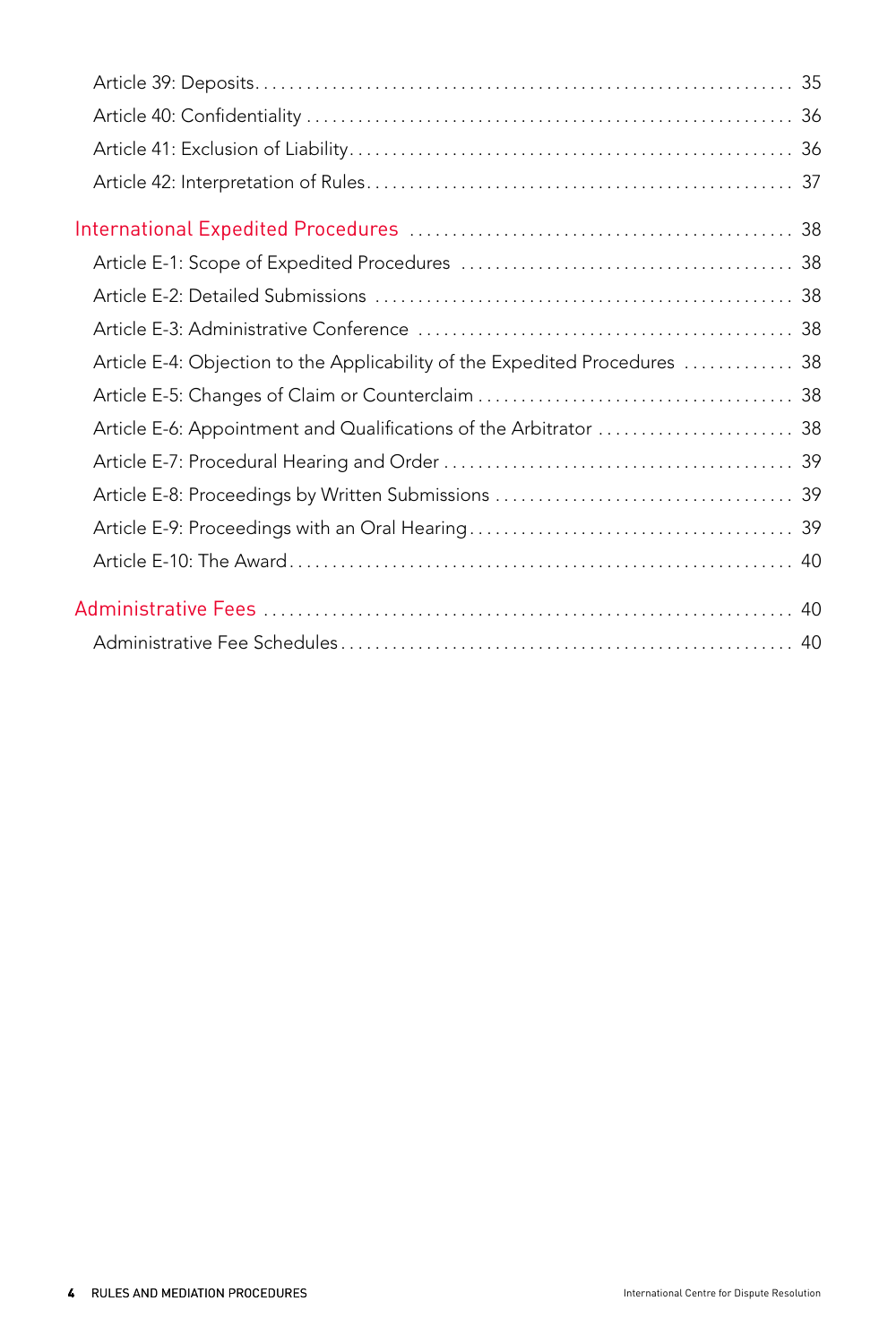Article 39: Deposits. . . . . . . . . . . . . . . . . . . . . . . . . . . . . . . . . . . . . . . . . . . . . . . . . . . . . . . . . . . . . 35

Article 40: Confidentiality . . . . . . . . . . . . . . . . . . . . . . . . . . . . . . . . . . . . . . . . . . . . . . . . . . . . . . . 36

Article 41: Exclusion of Liability. . . . . . . . . . . . . . . . . . . . . . . . . . . . . . . . . . . . . . . . . . . . . . . . . . . 36

Article 42: Interpretation of Rules. . . . . . . . . . . . . . . . . . . . . . . . . . . . . . . . . . . . . . . . . . . . . . . . . 37

International Expedited Procedures . . . . . . . . . . . . . . . . . . . . . . . . . . . . . . . . . . . . . . . . . . . 38

Article E-1: Scope of Expedited Procedures . . . . . . . . . . . . . . . . . . . . . . . . . . . . . . . . . . . . . . 38

Article E-2: Detailed Submissions . . . . . . . . . . . . . . . . . . . . . . . . . . . . . . . . . . . . . . . . . . . . . . . . 38

Article E-3: Administrative Conference . . . . . . . . . . . . . . . . . . . . . . . . . . . . . . . . . . . . . . . . . . 38

Article E-4: Objection to the Applicability of the Expedited Procedures . . . . . . . . . . . . . 38

Article E-5: Changes of Claim or Counterclaim . . . . . . . . . . . . . . . . . . . . . . . . . . . . . . . . . . . . 38

Article E-6: Appointment and Qualifications of the Arbitrator . . . . . . . . . . . . . . . . . . . . . . . 38

Article E-7: Procedural Hearing and Order . . . . . . . . . . . . . . . . . . . . . . . . . . . . . . . . . . . . . . . . 39

Article E-8: Proceedings by Written Submissions . . . . . . . . . . . . . . . . . . . . . . . . . . . . . . . . . . 39

Article E-9: Proceedings with an Oral Hearing. . . . . . . . . . . . . . . . . . . . . . . . . . . . . . . . . . . . . 39

Article E-10: The Award. . . . . . . . . . . . . . . . . . . . . . . . . . . . . . . . . . . . . . . . . . . . . . . . . . . . . . . . . 40

Administrative Fees . . . . . . . . . . . . . . . . . . . . . . . . . . . . . . . . . . . . . . . . . . . . . . . . . . . . . . . . . . . 40

Administrative Fee Schedules . . . . . . . . . . . . . . . . . . . . . . . . . . . . . . . . . . . . . . . . . . . . . . . . . . . 40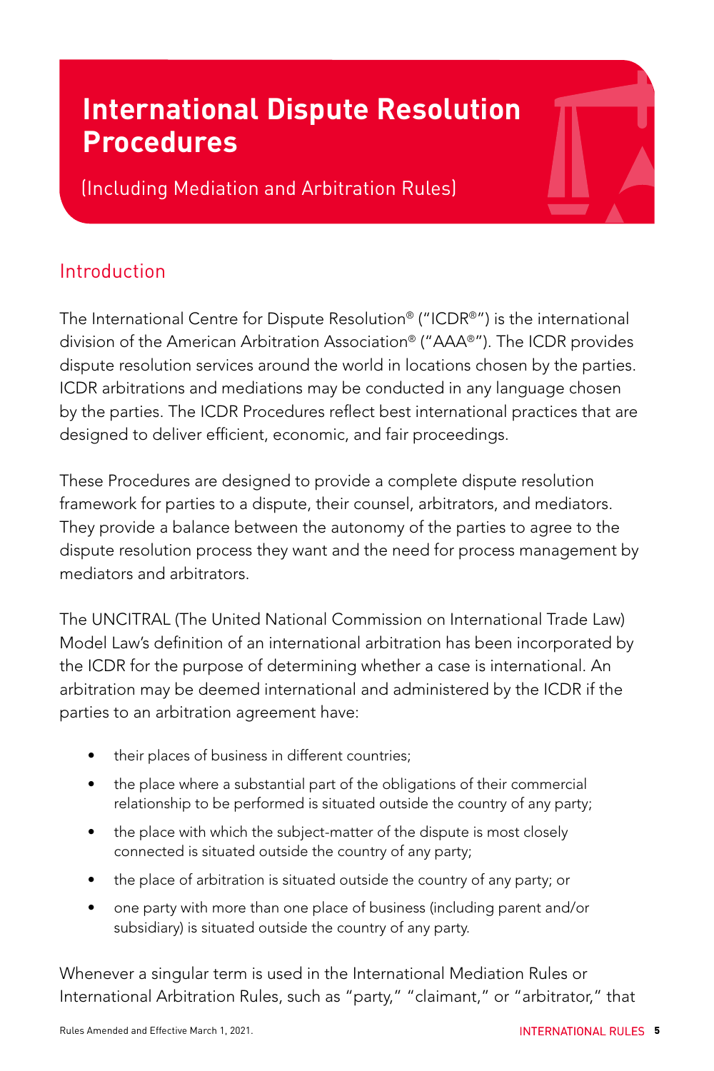# International Dispute Resolution Procedures

(Including Mediation and Arbitration Rules)

## Introduction

The International Centre for Dispute Resolution® ("ICDR®") is the international division of the American Arbitration Association® ("AAA®"). The ICDR provides dispute resolution services around the world in locations chosen by the parties. ICDR arbitrations and mediations may be conducted in any language chosen by the parties. The ICDR Procedures reflect best international practices that are designed to deliver efficient, economic, and fair proceedings.

These Procedures are designed to provide a complete dispute resolution framework for parties to a dispute, their counsel, arbitrators, and mediators. They provide a balance between the autonomy of the parties to agree to the dispute resolution process they want and the need for process management by mediators and arbitrators.

The UNCITRAL (The United National Commission on International Trade Law) Model Law's definition of an international arbitration has been incorporated by the ICDR for the purpose of determining whether a case is international. An arbitration may be deemed international and administered by the ICDR if the parties to an arbitration agreement have:

- their places of business in different countries;
- the place where a substantial part of the obligations of their commercial relationship to be performed is situated outside the country of any party;
- the place with which the subject-matter of the dispute is most closely connected is situated outside the country of any party;
- the place of arbitration is situated outside the country of any party; or
- one party with more than one place of business (including parent and/or subsidiary) is situated outside the country of any party.

Whenever a singular term is used in the International Mediation Rules or International Arbitration Rules, such as "party," "claimant," or "arbitrator," that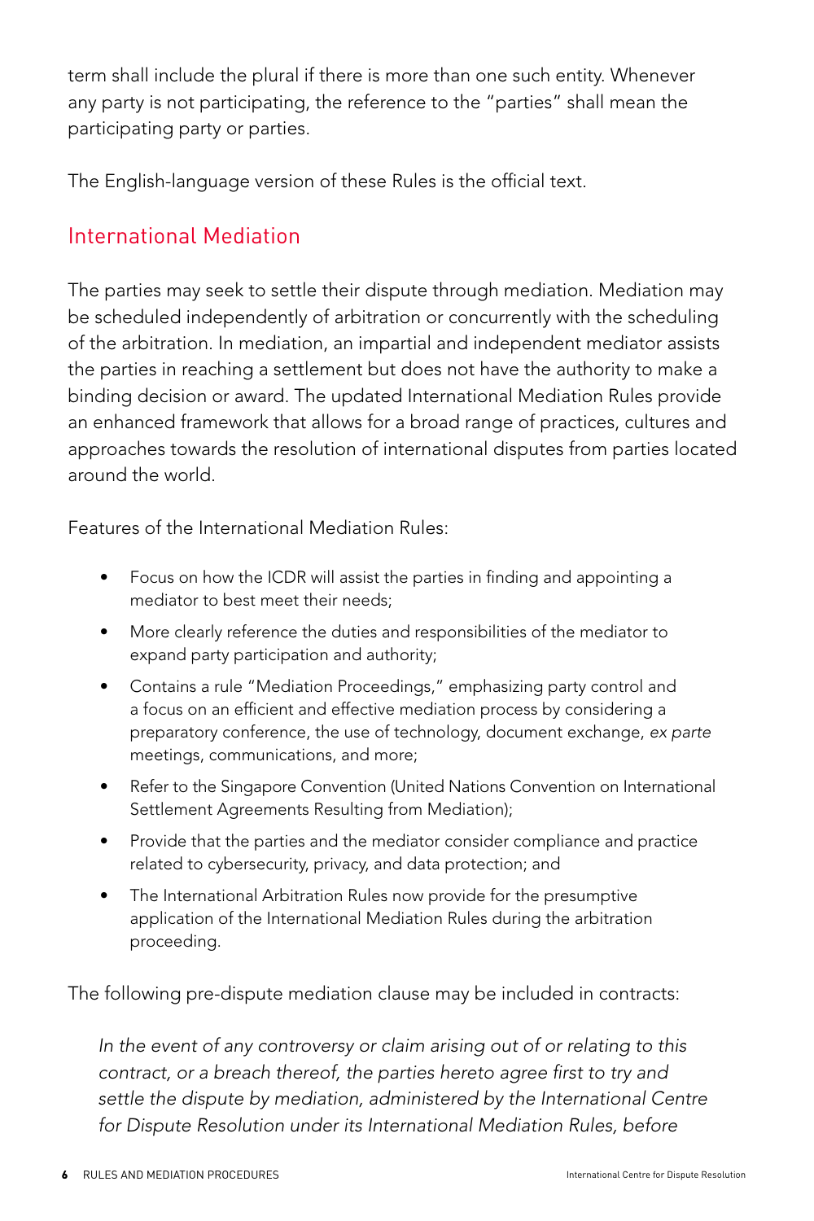term shall include the plural if there is more than one such entity. Whenever any party is not participating, the reference to the "parties" shall mean the participating party or parties.

The English-language version of these Rules is the official text.

## International Mediation

The parties may seek to settle their dispute through mediation. Mediation may be scheduled independently of arbitration or concurrently with the scheduling of the arbitration. In mediation, an impartial and independent mediator assists the parties in reaching a settlement but does not have the authority to make a binding decision or award. The updated International Mediation Rules provide an enhanced framework that allows for a broad range of practices, cultures and approaches towards the resolution of international disputes from parties located around the world.

Features of the International Mediation Rules:

- Focus on how the ICDR will assist the parties in finding and appointing a mediator to best meet their needs;
- More clearly reference the duties and responsibilities of the mediator to expand party participation and authority;
- Contains a rule "Mediation Proceedings," emphasizing party control and a focus on an efficient and effective mediation process by considering a preparatory conference, the use of technology, document exchange, *ex parte* meetings, communications, and more;
- Refer to the Singapore Convention (United Nations Convention on International Settlement Agreements Resulting from Mediation);
- Provide that the parties and the mediator consider compliance and practice related to cybersecurity, privacy, and data protection; and
- The International Arbitration Rules now provide for the presumptive application of the International Mediation Rules during the arbitration proceeding.

The following pre-dispute mediation clause may be included in contracts:

> *In the event of any controversy or claim arising out of or relating to this contract, or a breach thereof, the parties hereto agree first to try and settle the dispute by mediation, administered by the International Centre for Dispute Resolution under its International Mediation Rules, before*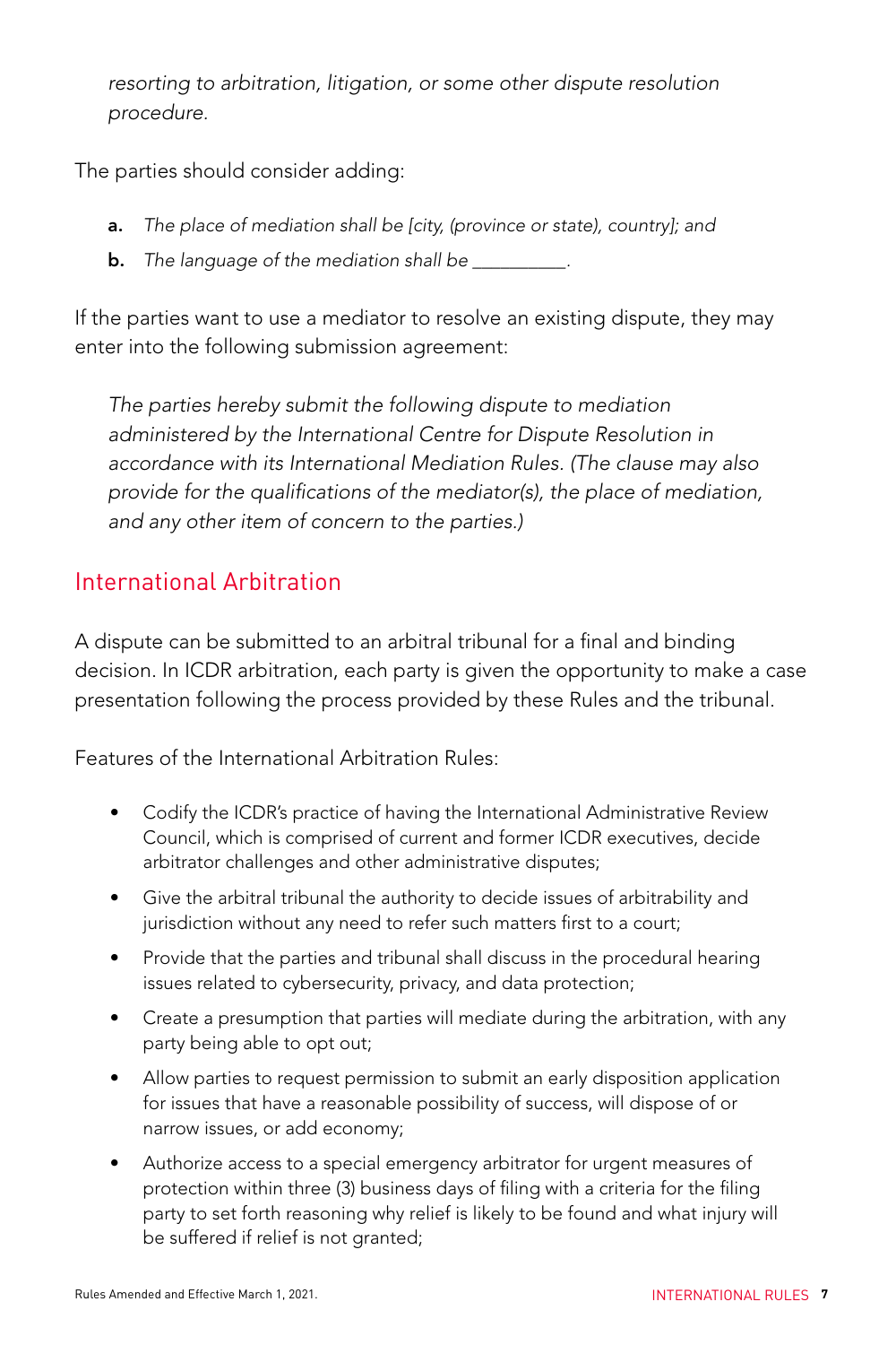*resorting to arbitration, litigation, or some other dispute resolution procedure.*

The parties should consider adding:

**a.** *The place of mediation shall be [city, (province or state), country]; and*

**b.** *The language of the mediation shall be __________.*

If the parties want to use a mediator to resolve an existing dispute, they may enter into the following submission agreement:

*The parties hereby submit the following dispute to mediation administered by the International Centre for Dispute Resolution in accordance with its International Mediation Rules. (The clause may also provide for the qualifications of the mediator(s), the place of mediation, and any other item of concern to the parties.)*

## International Arbitration

A dispute can be submitted to an arbitral tribunal for a final and binding decision. In ICDR arbitration, each party is given the opportunity to make a case presentation following the process provided by these Rules and the tribunal.

Features of the International Arbitration Rules:

- Codify the ICDR's practice of having the International Administrative Review Council, which is comprised of current and former ICDR executives, decide arbitrator challenges and other administrative disputes;
- Give the arbitral tribunal the authority to decide issues of arbitrability and jurisdiction without any need to refer such matters first to a court;
- Provide that the parties and tribunal shall discuss in the procedural hearing issues related to cybersecurity, privacy, and data protection;
- Create a presumption that parties will mediate during the arbitration, with any party being able to opt out;
- Allow parties to request permission to submit an early disposition application for issues that have a reasonable possibility of success, will dispose of or narrow issues, or add economy;
- Authorize access to a special emergency arbitrator for urgent measures of protection within three (3) business days of filing with a criteria for the filing party to set forth reasoning why relief is likely to be found and what injury will be suffered if relief is not granted;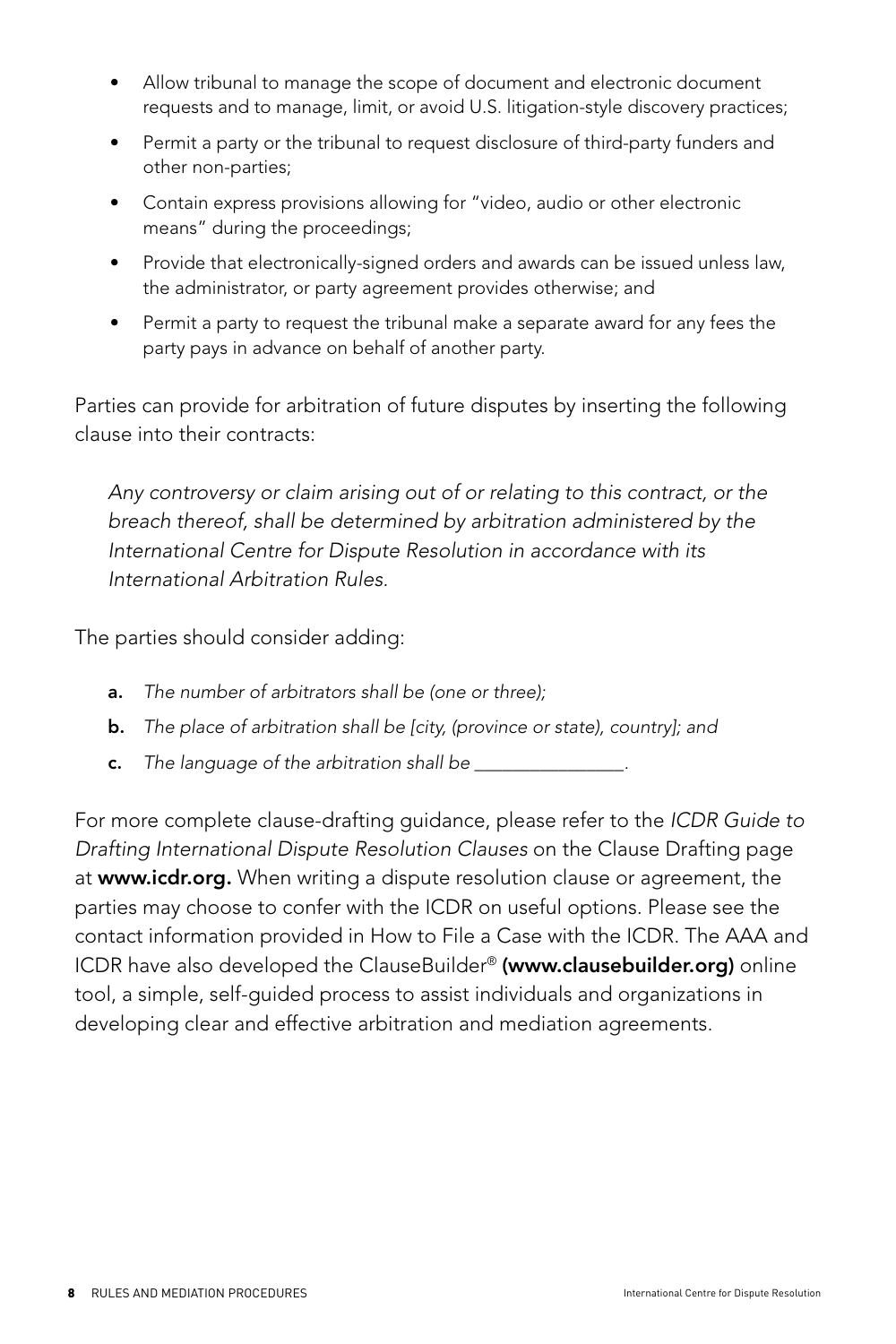- Allow tribunal to manage the scope of document and electronic document requests and to manage, limit, or avoid U.S. litigation-style discovery practices;
- Permit a party or the tribunal to request disclosure of third-party funders and other non-parties;
- Contain express provisions allowing for "video, audio or other electronic means" during the proceedings;
- Provide that electronically-signed orders and awards can be issued unless law, the administrator, or party agreement provides otherwise; and
- Permit a party to request the tribunal make a separate award for any fees the party pays in advance on behalf of another party.

Parties can provide for arbitration of future disputes by inserting the following clause into their contracts:

> *Any controversy or claim arising out of or relating to this contract, or the breach thereof, shall be determined by arbitration administered by the International Centre for Dispute Resolution in accordance with its International Arbitration Rules.*

The parties should consider adding:

**a.** *The number of arbitrators shall be (one or three);*

**b.** *The place of arbitration shall be [city, (province or state), country]; and*

**c.** *The language of the arbitration shall be ________________.*

For more complete clause-drafting guidance, please refer to the *ICDR Guide to Drafting International Dispute Resolution Clauses* on the Clause Drafting page at **www.icdr.org.** When writing a dispute resolution clause or agreement, the parties may choose to confer with the ICDR on useful options. Please see the contact information provided in How to File a Case with the ICDR. The AAA and ICDR have also developed the ClauseBuilder® **(www.clausebuilder.org)** online tool, a simple, self-guided process to assist individuals and organizations in developing clear and effective arbitration and mediation agreements.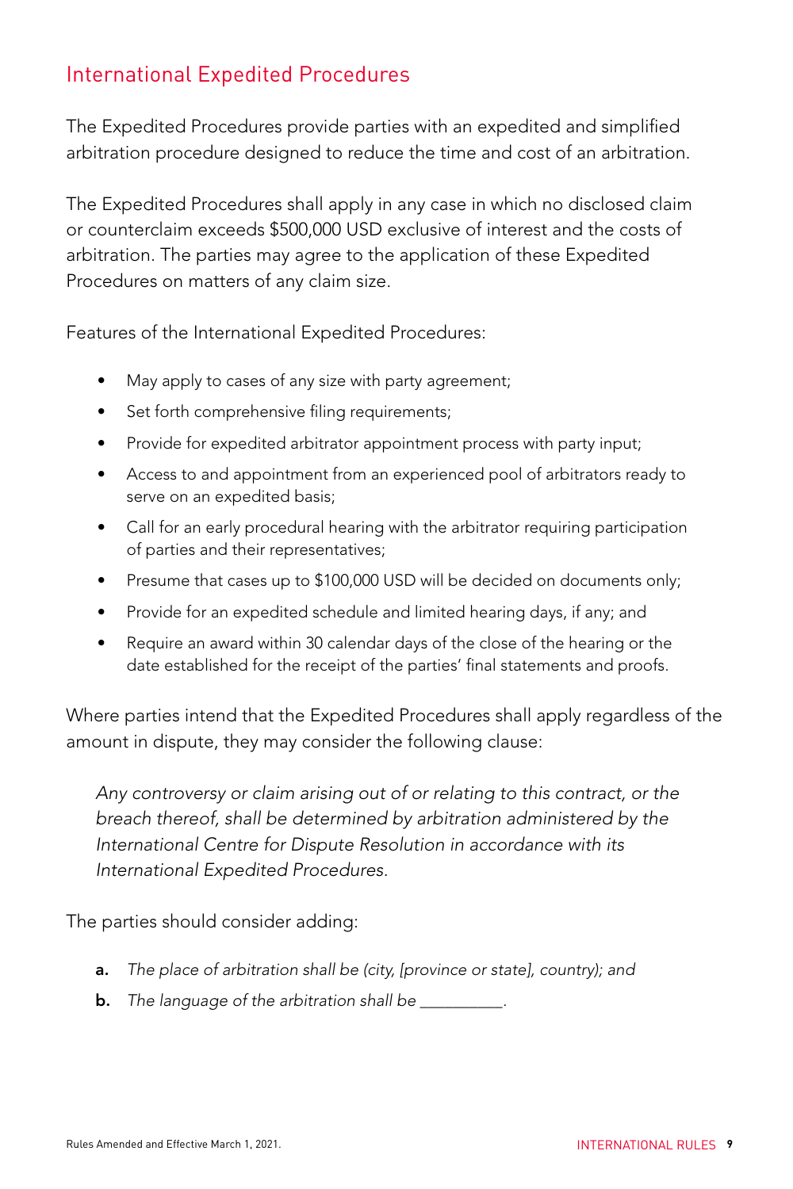## International Expedited Procedures

The Expedited Procedures provide parties with an expedited and simplified arbitration procedure designed to reduce the time and cost of an arbitration.

The Expedited Procedures shall apply in any case in which no disclosed claim or counterclaim exceeds $500,000 USD exclusive of interest and the costs of arbitration. The parties may agree to the application of these Expedited Procedures on matters of any claim size.

Features of the International Expedited Procedures:

- May apply to cases of any size with party agreement;
- Set forth comprehensive filing requirements;
- Provide for expedited arbitrator appointment process with party input;
- Access to and appointment from an experienced pool of arbitrators ready to serve on an expedited basis;
- Call for an early procedural hearing with the arbitrator requiring participation of parties and their representatives;
- Presume that cases up to $100,000 USD will be decided on documents only;
- Provide for an expedited schedule and limited hearing days, if any; and
- Require an award within 30 calendar days of the close of the hearing or the date established for the receipt of the parties' final statements and proofs.

Where parties intend that the Expedited Procedures shall apply regardless of the amount in dispute, they may consider the following clause:

> *Any controversy or claim arising out of or relating to this contract, or the breach thereof, shall be determined by arbitration administered by the International Centre for Dispute Resolution in accordance with its International Expedited Procedures.*

The parties should consider adding:

**a.** *The place of arbitration shall be (city, [province or state], country); and*

**b.** *The language of the arbitration shall be __________.*

Rules Amended and Effective March 1, 2021.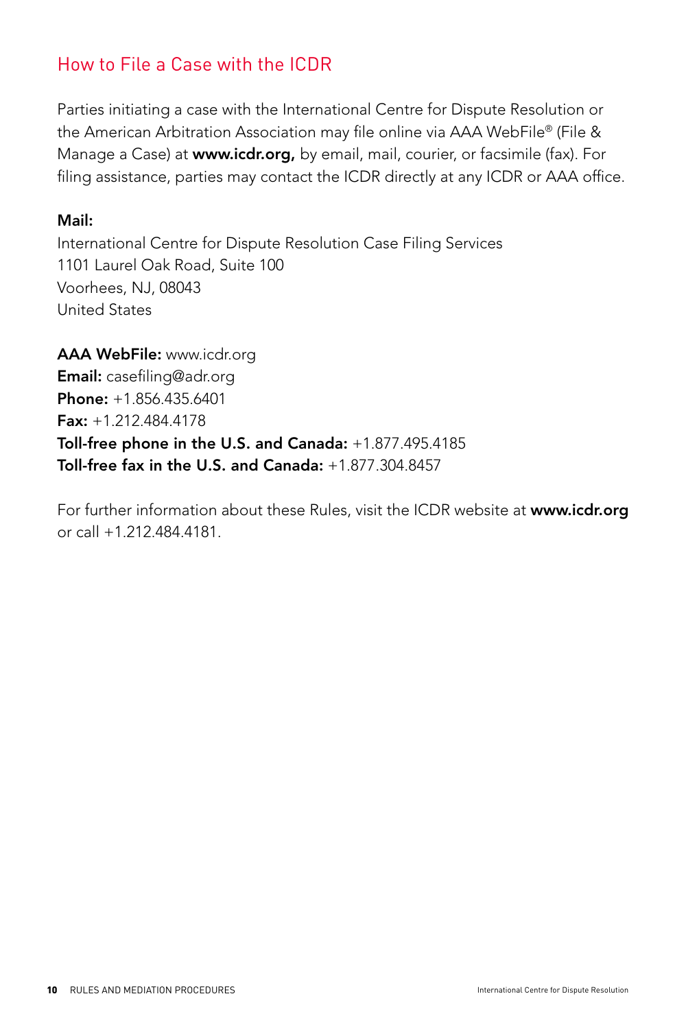## How to File a Case with the ICDR

Parties initiating a case with the International Centre for Dispute Resolution or the American Arbitration Association may file online via AAA WebFile® (File & Manage a Case) at **www.icdr.org,** by email, mail, courier, or facsimile (fax). For filing assistance, parties may contact the ICDR directly at any ICDR or AAA office.

**Mail:**
International Centre for Dispute Resolution Case Filing Services
1101 Laurel Oak Road, Suite 100
Voorhees, NJ, 08043
United States

**AAA WebFile:** www.icdr.org
**Email:** casefiling@adr.org
**Phone:** +1.856.435.6401
**Fax:** +1.212.484.4178
**Toll-free phone in the U.S. and Canada:** +1.877.495.4185
**Toll-free fax in the U.S. and Canada:** +1.877.304.8457

For further information about these Rules, visit the ICDR website at **www.icdr.org** or call +1.212.484.4181.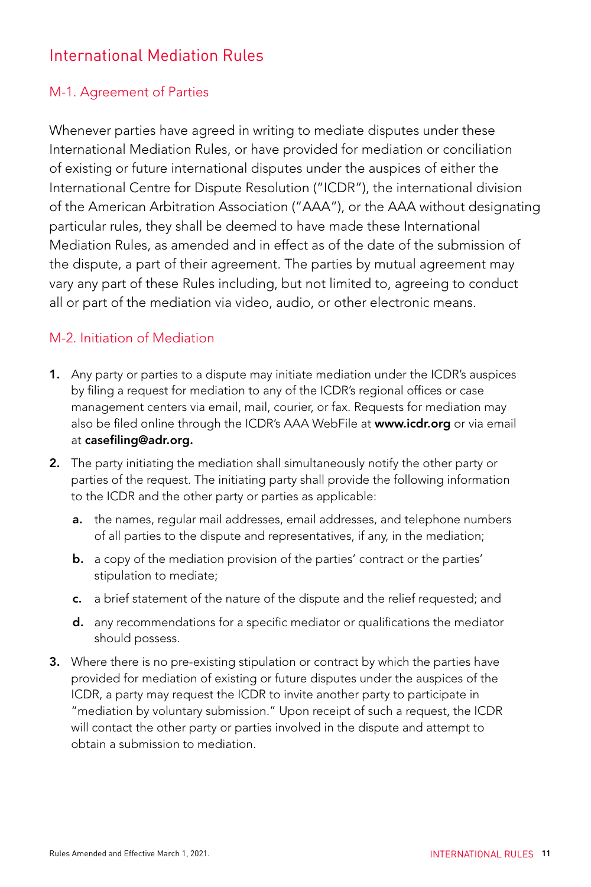## International Mediation Rules

### M-1. Agreement of Parties

Whenever parties have agreed in writing to mediate disputes under these International Mediation Rules, or have provided for mediation or conciliation of existing or future international disputes under the auspices of either the International Centre for Dispute Resolution ("ICDR"), the international division of the American Arbitration Association ("AAA"), or the AAA without designating particular rules, they shall be deemed to have made these International Mediation Rules, as amended and in effect as of the date of the submission of the dispute, a part of their agreement. The parties by mutual agreement may vary any part of these Rules including, but not limited to, agreeing to conduct all or part of the mediation via video, audio, or other electronic means.

### M-2. Initiation of Mediation

1. Any party or parties to a dispute may initiate mediation under the ICDR's auspices by filing a request for mediation to any of the ICDR's regional offices or case management centers via email, mail, courier, or fax. Requests for mediation may also be filed online through the ICDR's AAA WebFile at **www.icdr.org** or via email at **casefiling@adr.org.**
2. The party initiating the mediation shall simultaneously notify the other party or parties of the request. The initiating party shall provide the following information to the ICDR and the other party or parties as applicable:
   - **a.** the names, regular mail addresses, email addresses, and telephone numbers of all parties to the dispute and representatives, if any, in the mediation;
   - **b.** a copy of the mediation provision of the parties' contract or the parties' stipulation to mediate;
   - **c.** a brief statement of the nature of the dispute and the relief requested; and
   - **d.** any recommendations for a specific mediator or qualifications the mediator should possess.
3. Where there is no pre-existing stipulation or contract by which the parties have provided for mediation of existing or future disputes under the auspices of the ICDR, a party may request the ICDR to invite another party to participate in "mediation by voluntary submission." Upon receipt of such a request, the ICDR will contact the other party or parties involved in the dispute and attempt to obtain a submission to mediation.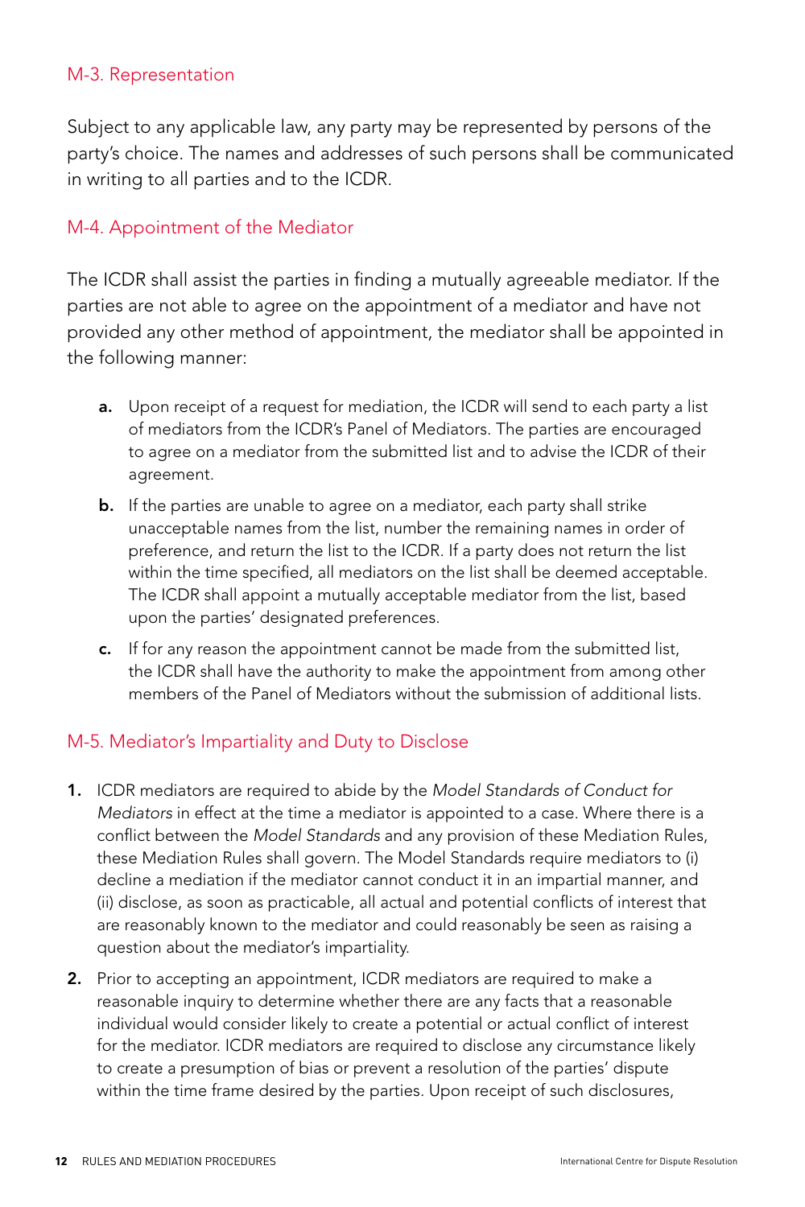## M-3. Representation

Subject to any applicable law, any party may be represented by persons of the party's choice. The names and addresses of such persons shall be communicated in writing to all parties and to the ICDR.

## M-4. Appointment of the Mediator

The ICDR shall assist the parties in finding a mutually agreeable mediator. If the parties are not able to agree on the appointment of a mediator and have not provided any other method of appointment, the mediator shall be appointed in the following manner:

- **a.** Upon receipt of a request for mediation, the ICDR will send to each party a list of mediators from the ICDR's Panel of Mediators. The parties are encouraged to agree on a mediator from the submitted list and to advise the ICDR of their agreement.
- **b.** If the parties are unable to agree on a mediator, each party shall strike unacceptable names from the list, number the remaining names in order of preference, and return the list to the ICDR. If a party does not return the list within the time specified, all mediators on the list shall be deemed acceptable. The ICDR shall appoint a mutually acceptable mediator from the list, based upon the parties' designated preferences.
- **c.** If for any reason the appointment cannot be made from the submitted list, the ICDR shall have the authority to make the appointment from among other members of the Panel of Mediators without the submission of additional lists.

## M-5. Mediator's Impartiality and Duty to Disclose

1. ICDR mediators are required to abide by the *Model Standards of Conduct for Mediators* in effect at the time a mediator is appointed to a case. Where there is a conflict between the *Model Standards* and any provision of these Mediation Rules, these Mediation Rules shall govern. The Model Standards require mediators to (i) decline a mediation if the mediator cannot conduct it in an impartial manner, and (ii) disclose, as soon as practicable, all actual and potential conflicts of interest that are reasonably known to the mediator and could reasonably be seen as raising a question about the mediator's impartiality.
2. Prior to accepting an appointment, ICDR mediators are required to make a reasonable inquiry to determine whether there are any facts that a reasonable individual would consider likely to create a potential or actual conflict of interest for the mediator. ICDR mediators are required to disclose any circumstance likely to create a presumption of bias or prevent a resolution of the parties' dispute within the time frame desired by the parties. Upon receipt of such disclosures,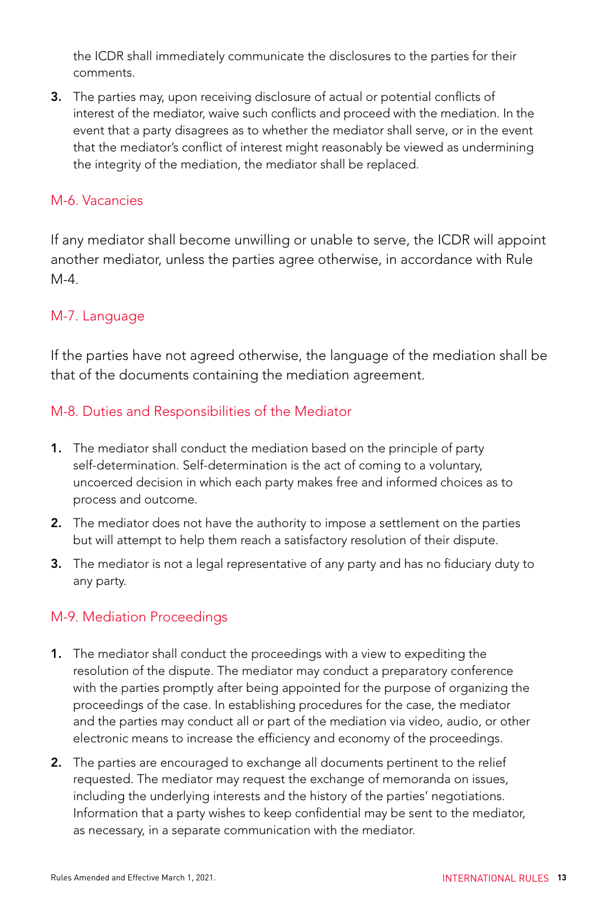the ICDR shall immediately communicate the disclosures to the parties for their comments.

3. The parties may, upon receiving disclosure of actual or potential conflicts of interest of the mediator, waive such conflicts and proceed with the mediation. In the event that a party disagrees as to whether the mediator shall serve, or in the event that the mediator's conflict of interest might reasonably be viewed as undermining the integrity of the mediation, the mediator shall be replaced.

## M-6. Vacancies

If any mediator shall become unwilling or unable to serve, the ICDR will appoint another mediator, unless the parties agree otherwise, in accordance with Rule M-4.

## M-7. Language

If the parties have not agreed otherwise, the language of the mediation shall be that of the documents containing the mediation agreement.

## M-8. Duties and Responsibilities of the Mediator

1. The mediator shall conduct the mediation based on the principle of party self-determination. Self-determination is the act of coming to a voluntary, uncoerced decision in which each party makes free and informed choices as to process and outcome.
2. The mediator does not have the authority to impose a settlement on the parties but will attempt to help them reach a satisfactory resolution of their dispute.
3. The mediator is not a legal representative of any party and has no fiduciary duty to any party.

## M-9. Mediation Proceedings

1. The mediator shall conduct the proceedings with a view to expediting the resolution of the dispute. The mediator may conduct a preparatory conference with the parties promptly after being appointed for the purpose of organizing the proceedings of the case. In establishing procedures for the case, the mediator and the parties may conduct all or part of the mediation via video, audio, or other electronic means to increase the efficiency and economy of the proceedings.
2. The parties are encouraged to exchange all documents pertinent to the relief requested. The mediator may request the exchange of memoranda on issues, including the underlying interests and the history of the parties' negotiations. Information that a party wishes to keep confidential may be sent to the mediator, as necessary, in a separate communication with the mediator.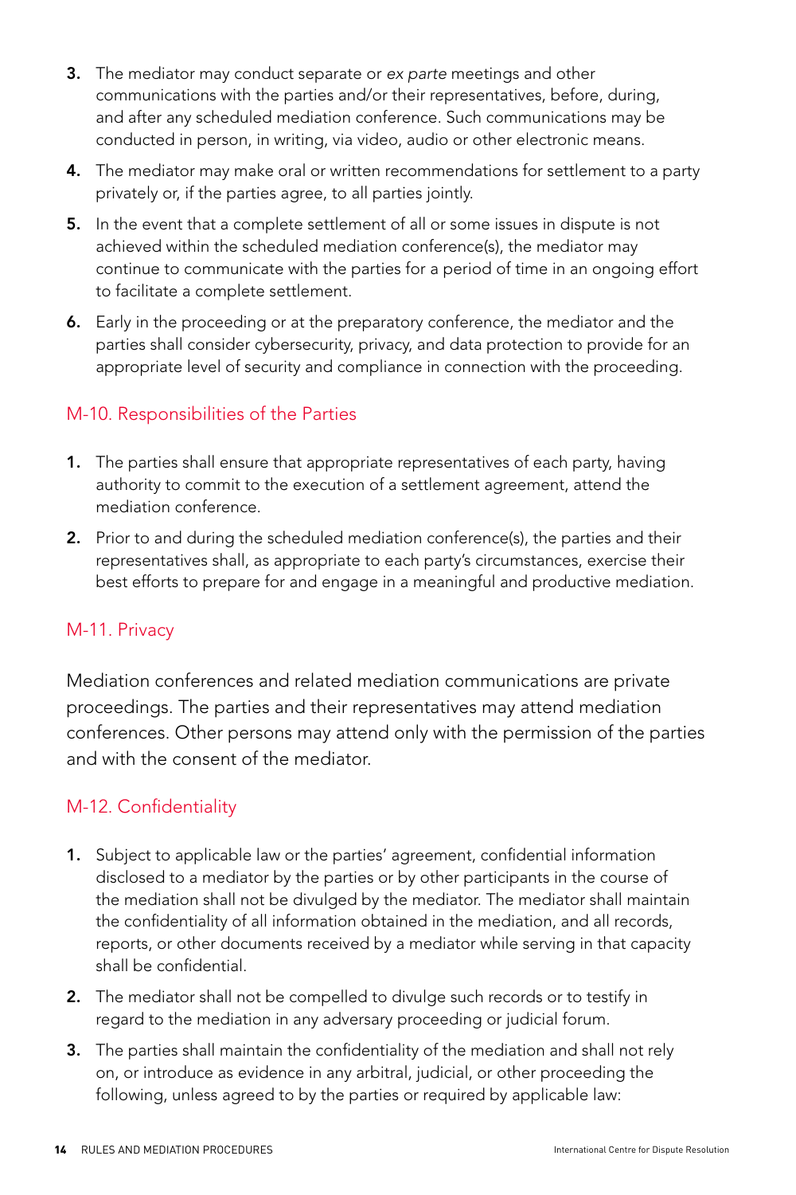3. The mediator may conduct separate or *ex parte* meetings and other communications with the parties and/or their representatives, before, during, and after any scheduled mediation conference. Such communications may be conducted in person, in writing, via video, audio or other electronic means.
4. The mediator may make oral or written recommendations for settlement to a party privately or, if the parties agree, to all parties jointly.
5. In the event that a complete settlement of all or some issues in dispute is not achieved within the scheduled mediation conference(s), the mediator may continue to communicate with the parties for a period of time in an ongoing effort to facilitate a complete settlement.
6. Early in the proceeding or at the preparatory conference, the mediator and the parties shall consider cybersecurity, privacy, and data protection to provide for an appropriate level of security and compliance in connection with the proceeding.

## M-10. Responsibilities of the Parties

1. The parties shall ensure that appropriate representatives of each party, having authority to commit to the execution of a settlement agreement, attend the mediation conference.
2. Prior to and during the scheduled mediation conference(s), the parties and their representatives shall, as appropriate to each party's circumstances, exercise their best efforts to prepare for and engage in a meaningful and productive mediation.

## M-11. Privacy

Mediation conferences and related mediation communications are private proceedings. The parties and their representatives may attend mediation conferences. Other persons may attend only with the permission of the parties and with the consent of the mediator.

## M-12. Confidentiality

1. Subject to applicable law or the parties' agreement, confidential information disclosed to a mediator by the parties or by other participants in the course of the mediation shall not be divulged by the mediator. The mediator shall maintain the confidentiality of all information obtained in the mediation, and all records, reports, or other documents received by a mediator while serving in that capacity shall be confidential.
2. The mediator shall not be compelled to divulge such records or to testify in regard to the mediation in any adversary proceeding or judicial forum.
3. The parties shall maintain the confidentiality of the mediation and shall not rely on, or introduce as evidence in any arbitral, judicial, or other proceeding the following, unless agreed to by the parties or required by applicable law: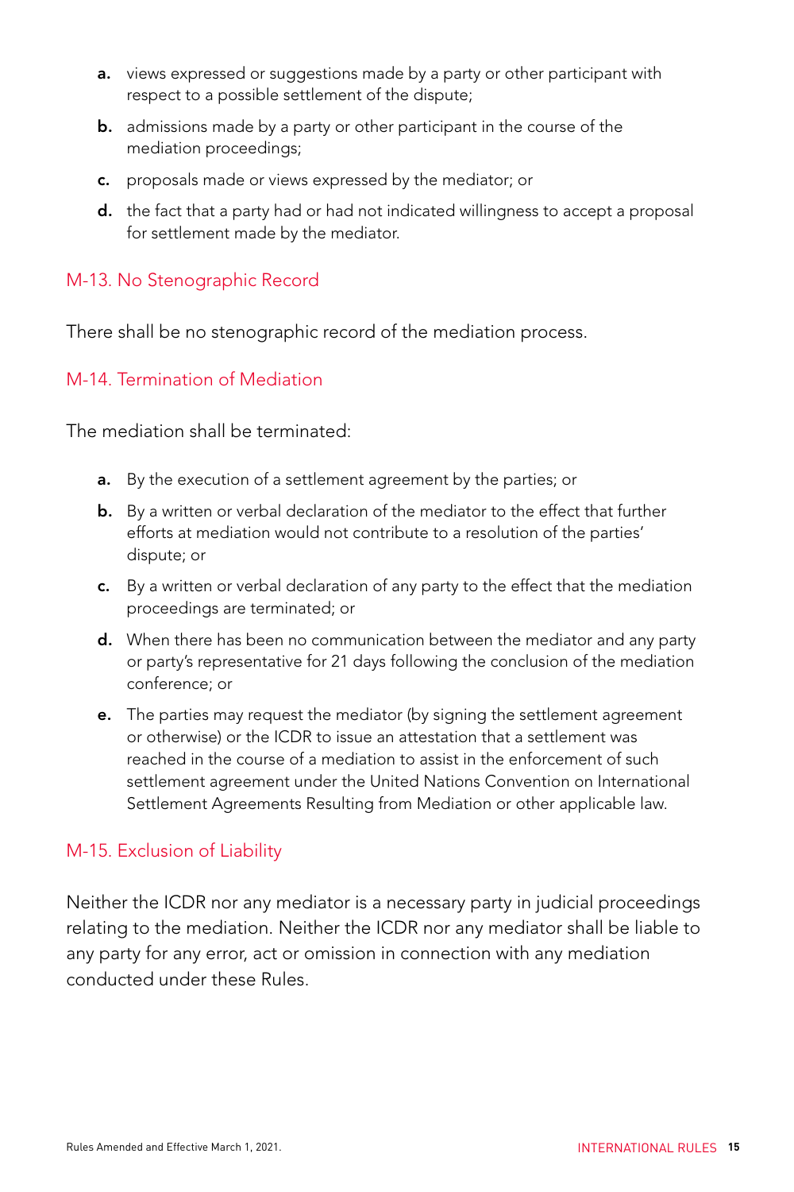a. views expressed or suggestions made by a party or other participant with respect to a possible settlement of the dispute;
b. admissions made by a party or other participant in the course of the mediation proceedings;
c. proposals made or views expressed by the mediator; or
d. the fact that a party had or had not indicated willingness to accept a proposal for settlement made by the mediator.

## M-13. No Stenographic Record

There shall be no stenographic record of the mediation process.

## M-14. Termination of Mediation

The mediation shall be terminated:

a. By the execution of a settlement agreement by the parties; or
b. By a written or verbal declaration of the mediator to the effect that further efforts at mediation would not contribute to a resolution of the parties' dispute; or
c. By a written or verbal declaration of any party to the effect that the mediation proceedings are terminated; or
d. When there has been no communication between the mediator and any party or party's representative for 21 days following the conclusion of the mediation conference; or
e. The parties may request the mediator (by signing the settlement agreement or otherwise) or the ICDR to issue an attestation that a settlement was reached in the course of a mediation to assist in the enforcement of such settlement agreement under the United Nations Convention on International Settlement Agreements Resulting from Mediation or other applicable law.

## M-15. Exclusion of Liability

Neither the ICDR nor any mediator is a necessary party in judicial proceedings relating to the mediation. Neither the ICDR nor any mediator shall be liable to any party for any error, act or omission in connection with any mediation conducted under these Rules.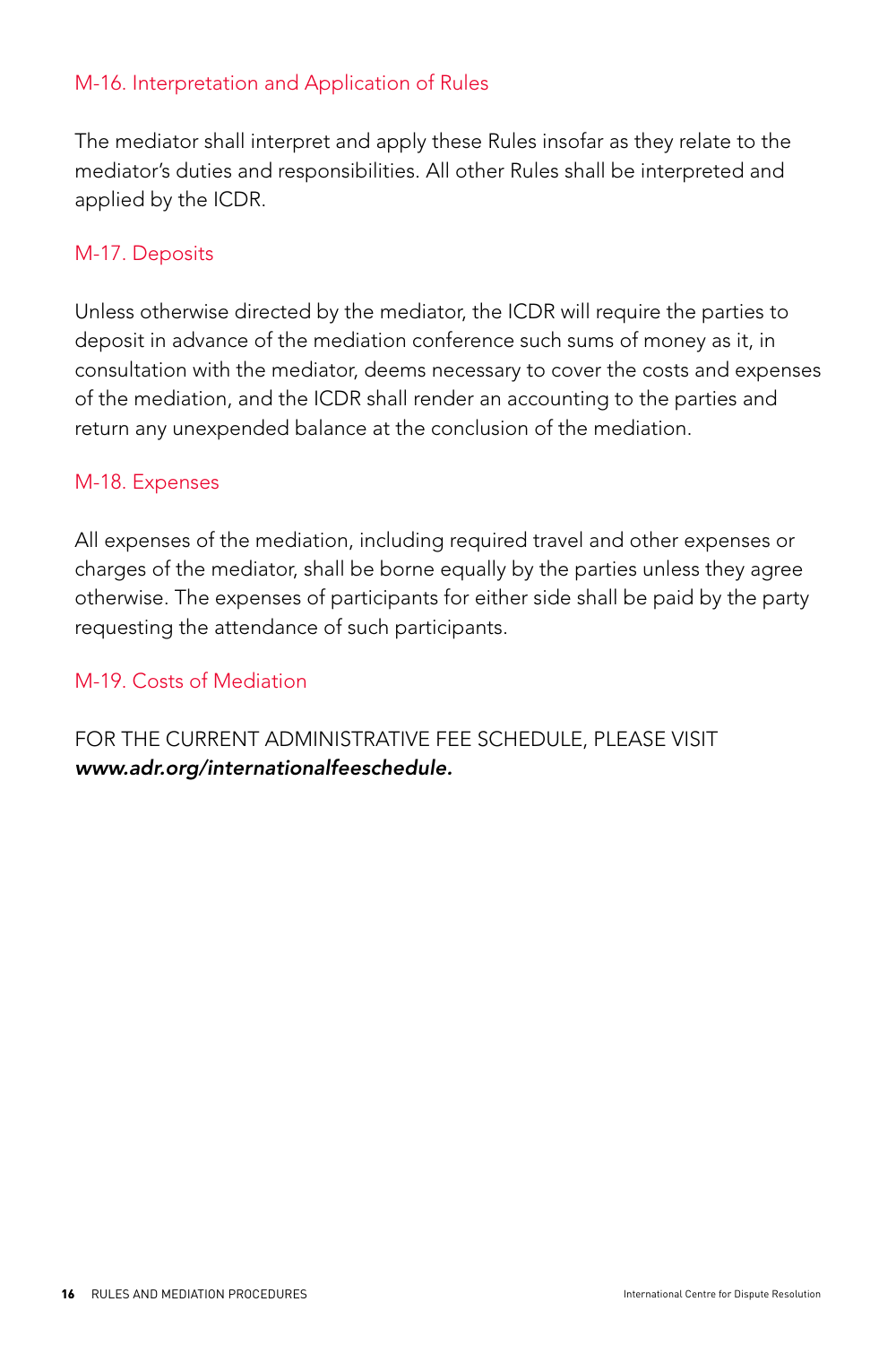## M-16. Interpretation and Application of Rules

The mediator shall interpret and apply these Rules insofar as they relate to the mediator's duties and responsibilities. All other Rules shall be interpreted and applied by the ICDR.

## M-17. Deposits

Unless otherwise directed by the mediator, the ICDR will require the parties to deposit in advance of the mediation conference such sums of money as it, in consultation with the mediator, deems necessary to cover the costs and expenses of the mediation, and the ICDR shall render an accounting to the parties and return any unexpended balance at the conclusion of the mediation.

## M-18. Expenses

All expenses of the mediation, including required travel and other expenses or charges of the mediator, shall be borne equally by the parties unless they agree otherwise. The expenses of participants for either side shall be paid by the party requesting the attendance of such participants.

## M-19. Costs of Mediation

FOR THE CURRENT ADMINISTRATIVE FEE SCHEDULE, PLEASE VISIT ***www.adr.org/internationalfeeschedule.***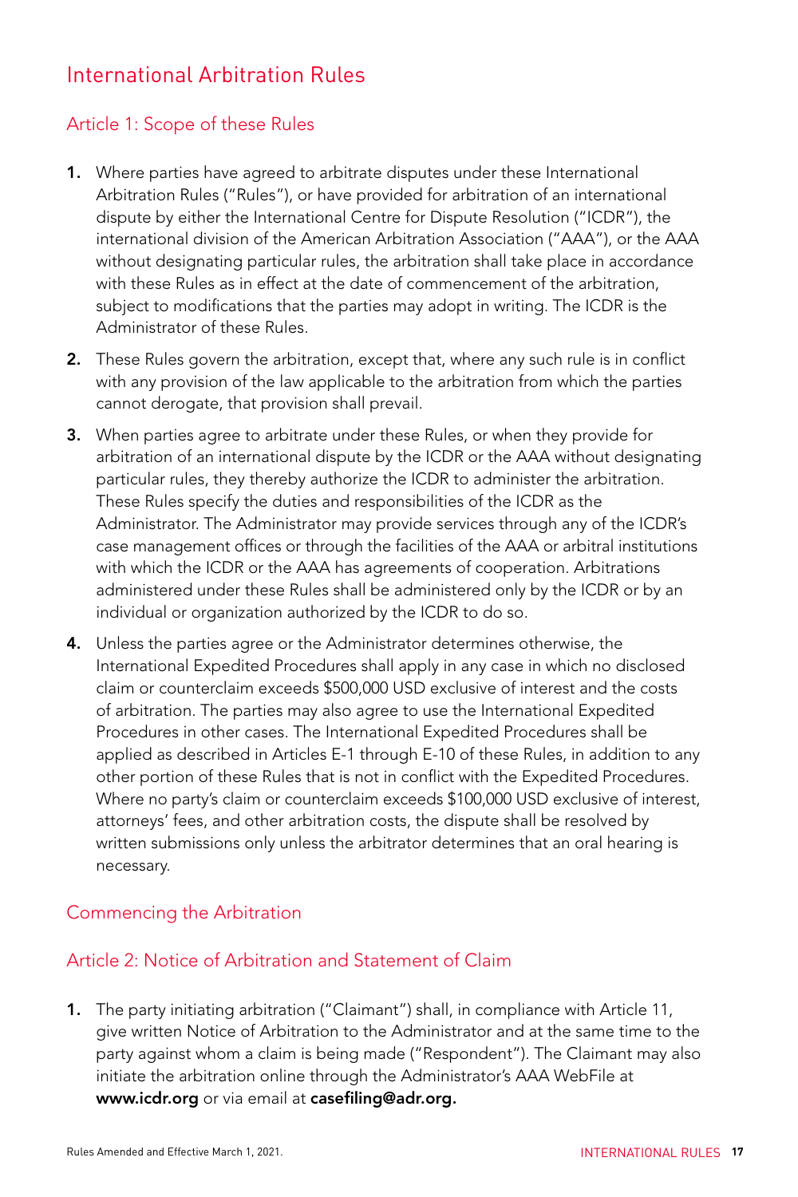## International Arbitration Rules

### Article 1: Scope of these Rules

1. Where parties have agreed to arbitrate disputes under these International Arbitration Rules ("Rules"), or have provided for arbitration of an international dispute by either the International Centre for Dispute Resolution ("ICDR"), the international division of the American Arbitration Association ("AAA"), or the AAA without designating particular rules, the arbitration shall take place in accordance with these Rules as in effect at the date of commencement of the arbitration, subject to modifications that the parties may adopt in writing. The ICDR is the Administrator of these Rules.

2. These Rules govern the arbitration, except that, where any such rule is in conflict with any provision of the law applicable to the arbitration from which the parties cannot derogate, that provision shall prevail.

3. When parties agree to arbitrate under these Rules, or when they provide for arbitration of an international dispute by the ICDR or the AAA without designating particular rules, they thereby authorize the ICDR to administer the arbitration. These Rules specify the duties and responsibilities of the ICDR as the Administrator. The Administrator may provide services through any of the ICDR's case management offices or through the facilities of the AAA or arbitral institutions with which the ICDR or the AAA has agreements of cooperation. Arbitrations administered under these Rules shall be administered only by the ICDR or by an individual or organization authorized by the ICDR to do so.

4. Unless the parties agree or the Administrator determines otherwise, the International Expedited Procedures shall apply in any case in which no disclosed claim or counterclaim exceeds $500,000 USD exclusive of interest and the costs of arbitration. The parties may also agree to use the International Expedited Procedures in other cases. The International Expedited Procedures shall be applied as described in Articles E-1 through E-10 of these Rules, in addition to any other portion of these Rules that is not in conflict with the Expedited Procedures. Where no party's claim or counterclaim exceeds $100,000 USD exclusive of interest, attorneys' fees, and other arbitration costs, the dispute shall be resolved by written submissions only unless the arbitrator determines that an oral hearing is necessary.

### Commencing the Arbitration

### Article 2: Notice of Arbitration and Statement of Claim

1. The party initiating arbitration ("Claimant") shall, in compliance with Article 11, give written Notice of Arbitration to the Administrator and at the same time to the party against whom a claim is being made ("Respondent"). The Claimant may also initiate the arbitration online through the Administrator's AAA WebFile at **www.icdr.org** or via email at **casefiling@adr.org.**

Rules Amended and Effective March 1, 2021.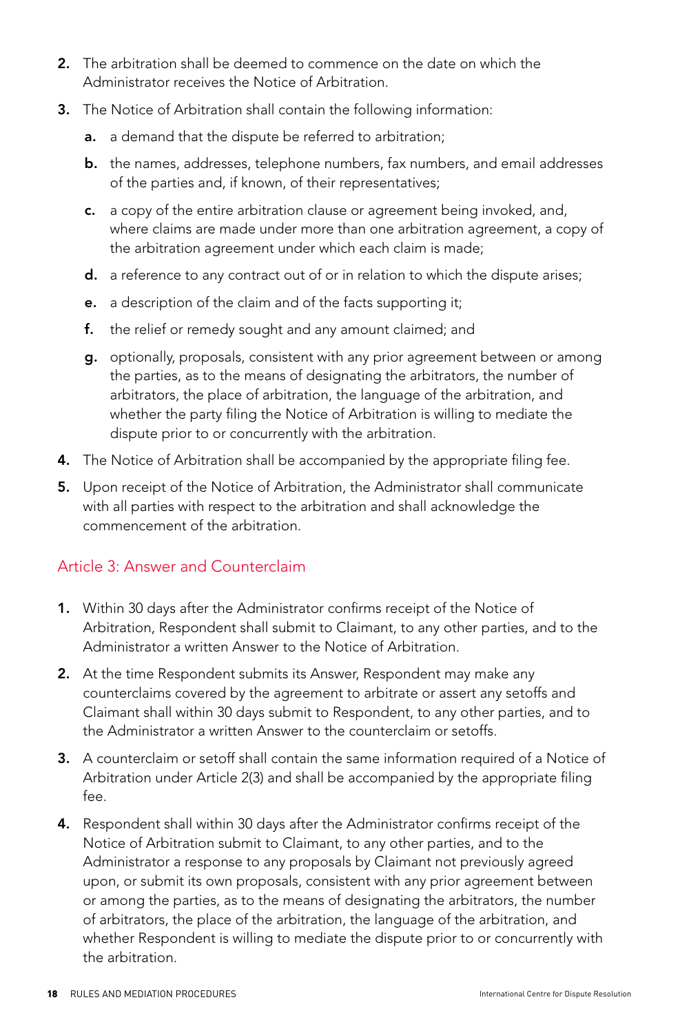2. The arbitration shall be deemed to commence on the date on which the Administrator receives the Notice of Arbitration.
3. The Notice of Arbitration shall contain the following information:
   - **a.** a demand that the dispute be referred to arbitration;
   - **b.** the names, addresses, telephone numbers, fax numbers, and email addresses of the parties and, if known, of their representatives;
   - **c.** a copy of the entire arbitration clause or agreement being invoked, and, where claims are made under more than one arbitration agreement, a copy of the arbitration agreement under which each claim is made;
   - **d.** a reference to any contract out of or in relation to which the dispute arises;
   - **e.** a description of the claim and of the facts supporting it;
   - **f.** the relief or remedy sought and any amount claimed; and
   - **g.** optionally, proposals, consistent with any prior agreement between or among the parties, as to the means of designating the arbitrators, the number of arbitrators, the place of arbitration, the language of the arbitration, and whether the party filing the Notice of Arbitration is willing to mediate the dispute prior to or concurrently with the arbitration.
4. The Notice of Arbitration shall be accompanied by the appropriate filing fee.
5. Upon receipt of the Notice of Arbitration, the Administrator shall communicate with all parties with respect to the arbitration and shall acknowledge the commencement of the arbitration.

## Article 3: Answer and Counterclaim

1. Within 30 days after the Administrator confirms receipt of the Notice of Arbitration, Respondent shall submit to Claimant, to any other parties, and to the Administrator a written Answer to the Notice of Arbitration.
2. At the time Respondent submits its Answer, Respondent may make any counterclaims covered by the agreement to arbitrate or assert any setoffs and Claimant shall within 30 days submit to Respondent, to any other parties, and to the Administrator a written Answer to the counterclaim or setoffs.
3. A counterclaim or setoff shall contain the same information required of a Notice of Arbitration under Article 2(3) and shall be accompanied by the appropriate filing fee.
4. Respondent shall within 30 days after the Administrator confirms receipt of the Notice of Arbitration submit to Claimant, to any other parties, and to the Administrator a response to any proposals by Claimant not previously agreed upon, or submit its own proposals, consistent with any prior agreement between or among the parties, as to the means of designating the arbitrators, the number of arbitrators, the place of the arbitration, the language of the arbitration, and whether Respondent is willing to mediate the dispute prior to or concurrently with the arbitration.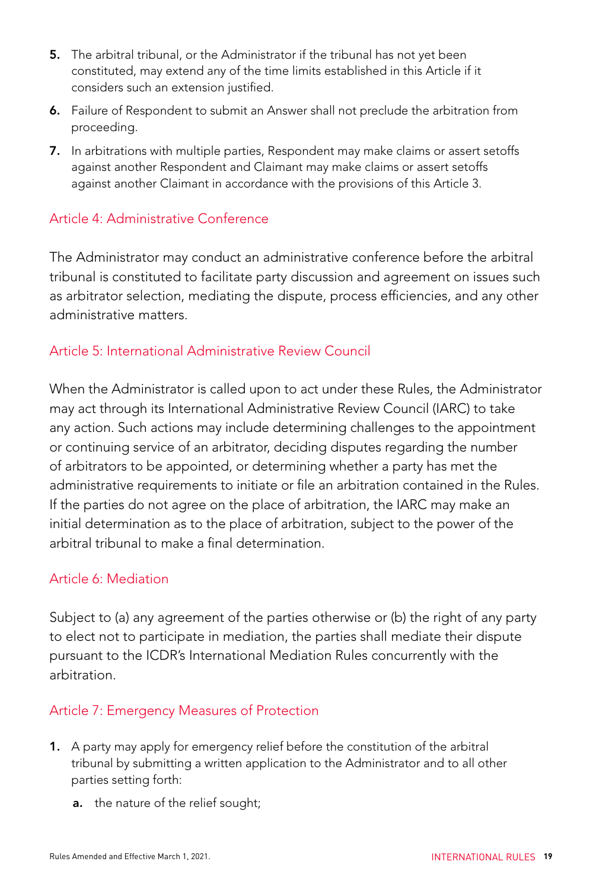5. The arbitral tribunal, or the Administrator if the tribunal has not yet been constituted, may extend any of the time limits established in this Article if it considers such an extension justified.
6. Failure of Respondent to submit an Answer shall not preclude the arbitration from proceeding.
7. In arbitrations with multiple parties, Respondent may make claims or assert setoffs against another Respondent and Claimant may make claims or assert setoffs against another Claimant in accordance with the provisions of this Article 3.

## Article 4: Administrative Conference

The Administrator may conduct an administrative conference before the arbitral tribunal is constituted to facilitate party discussion and agreement on issues such as arbitrator selection, mediating the dispute, process efficiencies, and any other administrative matters.

## Article 5: International Administrative Review Council

When the Administrator is called upon to act under these Rules, the Administrator may act through its International Administrative Review Council (IARC) to take any action. Such actions may include determining challenges to the appointment or continuing service of an arbitrator, deciding disputes regarding the number of arbitrators to be appointed, or determining whether a party has met the administrative requirements to initiate or file an arbitration contained in the Rules. If the parties do not agree on the place of arbitration, the IARC may make an initial determination as to the place of arbitration, subject to the power of the arbitral tribunal to make a final determination.

## Article 6: Mediation

Subject to (a) any agreement of the parties otherwise or (b) the right of any party to elect not to participate in mediation, the parties shall mediate their dispute pursuant to the ICDR's International Mediation Rules concurrently with the arbitration.

## Article 7: Emergency Measures of Protection

1. A party may apply for emergency relief before the constitution of the arbitral tribunal by submitting a written application to the Administrator and to all other parties setting forth:
   a. the nature of the relief sought;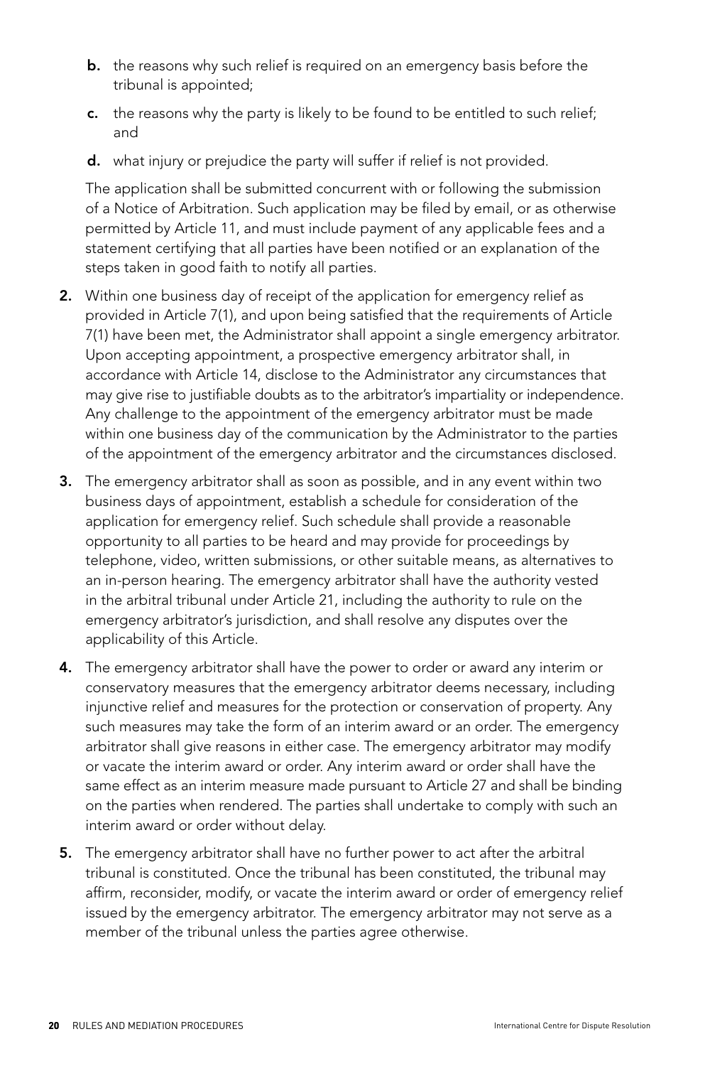b. the reasons why such relief is required on an emergency basis before the tribunal is appointed;

c. the reasons why the party is likely to be found to be entitled to such relief; and

d. what injury or prejudice the party will suffer if relief is not provided.

The application shall be submitted concurrent with or following the submission of a Notice of Arbitration. Such application may be filed by email, or as otherwise permitted by Article 11, and must include payment of any applicable fees and a statement certifying that all parties have been notified or an explanation of the steps taken in good faith to notify all parties.

2. Within one business day of receipt of the application for emergency relief as provided in Article 7(1), and upon being satisfied that the requirements of Article 7(1) have been met, the Administrator shall appoint a single emergency arbitrator. Upon accepting appointment, a prospective emergency arbitrator shall, in accordance with Article 14, disclose to the Administrator any circumstances that may give rise to justifiable doubts as to the arbitrator's impartiality or independence. Any challenge to the appointment of the emergency arbitrator must be made within one business day of the communication by the Administrator to the parties of the appointment of the emergency arbitrator and the circumstances disclosed.

3. The emergency arbitrator shall as soon as possible, and in any event within two business days of appointment, establish a schedule for consideration of the application for emergency relief. Such schedule shall provide a reasonable opportunity to all parties to be heard and may provide for proceedings by telephone, video, written submissions, or other suitable means, as alternatives to an in-person hearing. The emergency arbitrator shall have the authority vested in the arbitral tribunal under Article 21, including the authority to rule on the emergency arbitrator's jurisdiction, and shall resolve any disputes over the applicability of this Article.

4. The emergency arbitrator shall have the power to order or award any interim or conservatory measures that the emergency arbitrator deems necessary, including injunctive relief and measures for the protection or conservation of property. Any such measures may take the form of an interim award or an order. The emergency arbitrator shall give reasons in either case. The emergency arbitrator may modify or vacate the interim award or order. Any interim award or order shall have the same effect as an interim measure made pursuant to Article 27 and shall be binding on the parties when rendered. The parties shall undertake to comply with such an interim award or order without delay.

5. The emergency arbitrator shall have no further power to act after the arbitral tribunal is constituted. Once the tribunal has been constituted, the tribunal may affirm, reconsider, modify, or vacate the interim award or order of emergency relief issued by the emergency arbitrator. The emergency arbitrator may not serve as a member of the tribunal unless the parties agree otherwise.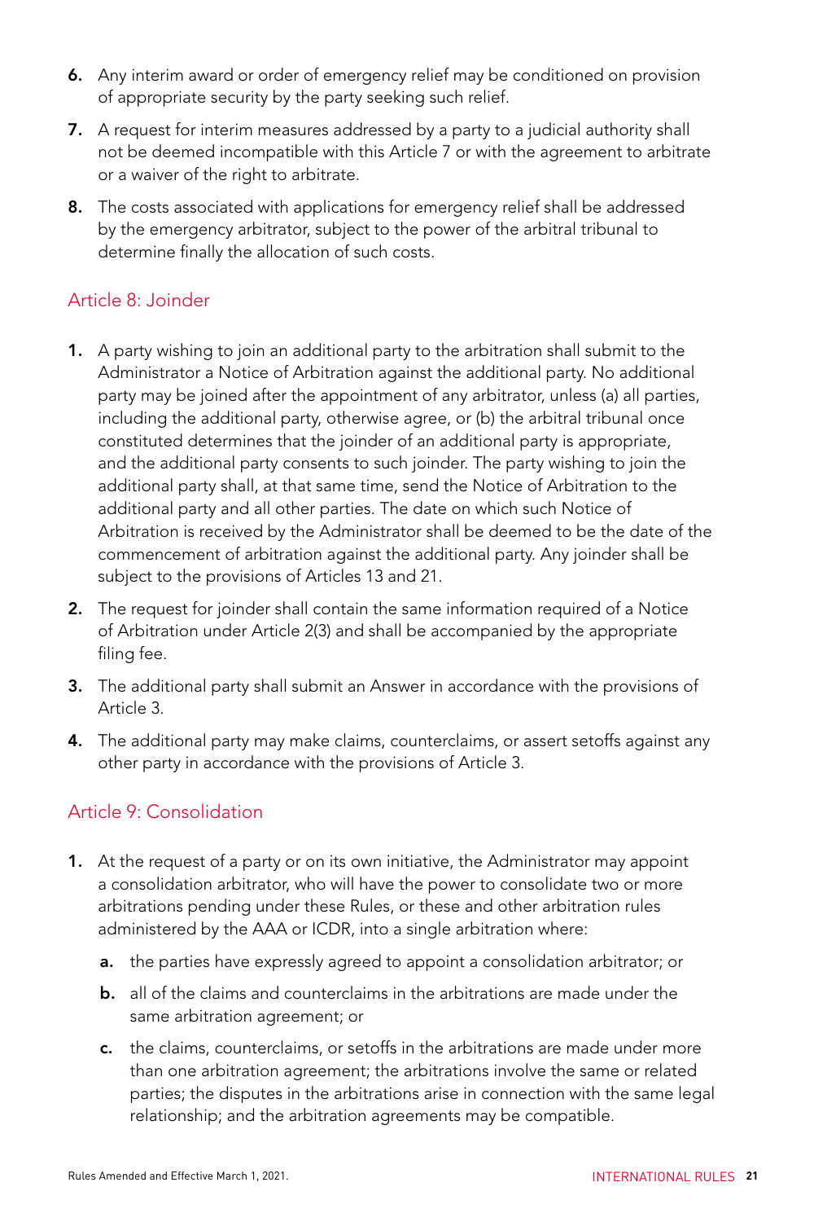6. Any interim award or order of emergency relief may be conditioned on provision of appropriate security by the party seeking such relief.

7. A request for interim measures addressed by a party to a judicial authority shall not be deemed incompatible with this Article 7 or with the agreement to arbitrate or a waiver of the right to arbitrate.

8. The costs associated with applications for emergency relief shall be addressed by the emergency arbitrator, subject to the power of the arbitral tribunal to determine finally the allocation of such costs.

## Article 8: Joinder

1. A party wishing to join an additional party to the arbitration shall submit to the Administrator a Notice of Arbitration against the additional party. No additional party may be joined after the appointment of any arbitrator, unless (a) all parties, including the additional party, otherwise agree, or (b) the arbitral tribunal once constituted determines that the joinder of an additional party is appropriate, and the additional party consents to such joinder. The party wishing to join the additional party shall, at that same time, send the Notice of Arbitration to the additional party and all other parties. The date on which such Notice of Arbitration is received by the Administrator shall be deemed to be the date of the commencement of arbitration against the additional party. Any joinder shall be subject to the provisions of Articles 13 and 21.

2. The request for joinder shall contain the same information required of a Notice of Arbitration under Article 2(3) and shall be accompanied by the appropriate filing fee.

3. The additional party shall submit an Answer in accordance with the provisions of Article 3.

4. The additional party may make claims, counterclaims, or assert setoffs against any other party in accordance with the provisions of Article 3.

## Article 9: Consolidation

1. At the request of a party or on its own initiative, the Administrator may appoint a consolidation arbitrator, who will have the power to consolidate two or more arbitrations pending under these Rules, or these and other arbitration rules administered by the AAA or ICDR, into a single arbitration where:

   a. the parties have expressly agreed to appoint a consolidation arbitrator; or

   b. all of the claims and counterclaims in the arbitrations are made under the same arbitration agreement; or

   c. the claims, counterclaims, or setoffs in the arbitrations are made under more than one arbitration agreement; the arbitrations involve the same or related parties; the disputes in the arbitrations arise in connection with the same legal relationship; and the arbitration agreements may be compatible.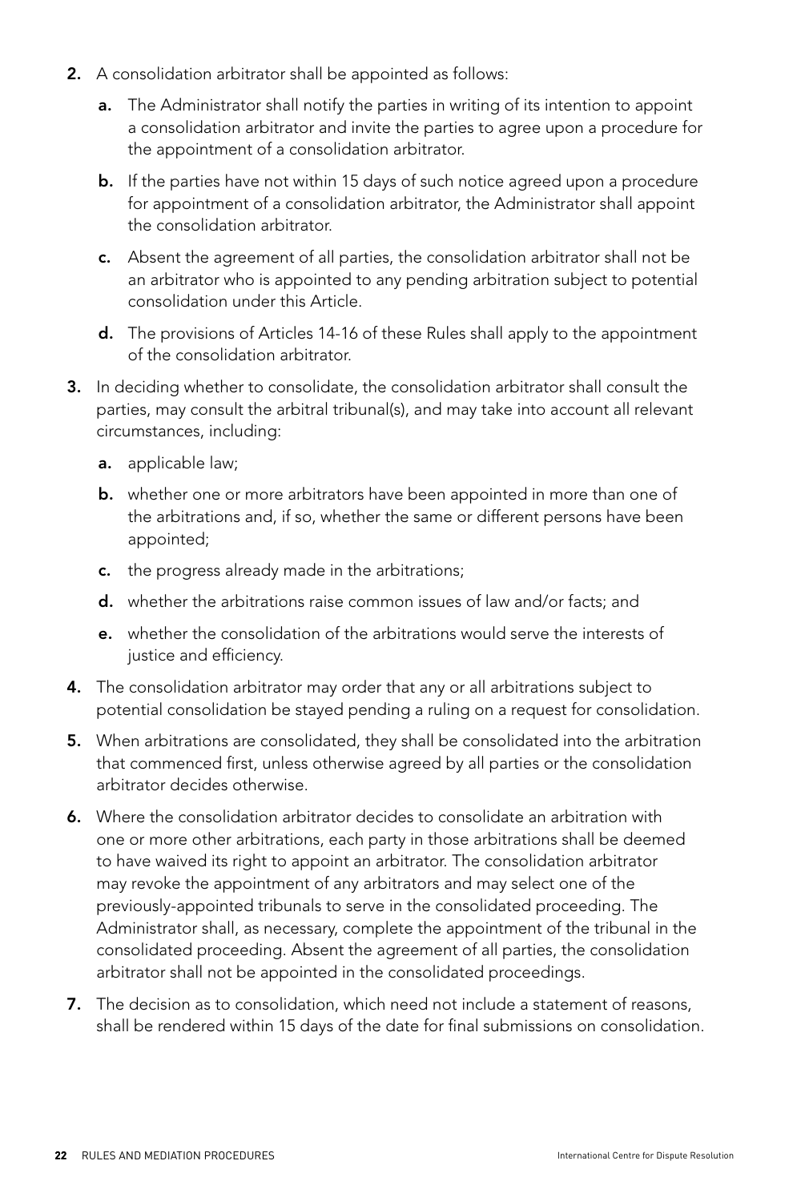2. A consolidation arbitrator shall be appointed as follows:

   a. The Administrator shall notify the parties in writing of its intention to appoint a consolidation arbitrator and invite the parties to agree upon a procedure for the appointment of a consolidation arbitrator.

   b. If the parties have not within 15 days of such notice agreed upon a procedure for appointment of a consolidation arbitrator, the Administrator shall appoint the consolidation arbitrator.

   c. Absent the agreement of all parties, the consolidation arbitrator shall not be an arbitrator who is appointed to any pending arbitration subject to potential consolidation under this Article.

   d. The provisions of Articles 14-16 of these Rules shall apply to the appointment of the consolidation arbitrator.

3. In deciding whether to consolidate, the consolidation arbitrator shall consult the parties, may consult the arbitral tribunal(s), and may take into account all relevant circumstances, including:

   a. applicable law;

   b. whether one or more arbitrators have been appointed in more than one of the arbitrations and, if so, whether the same or different persons have been appointed;

   c. the progress already made in the arbitrations;

   d. whether the arbitrations raise common issues of law and/or facts; and

   e. whether the consolidation of the arbitrations would serve the interests of justice and efficiency.

4. The consolidation arbitrator may order that any or all arbitrations subject to potential consolidation be stayed pending a ruling on a request for consolidation.

5. When arbitrations are consolidated, they shall be consolidated into the arbitration that commenced first, unless otherwise agreed by all parties or the consolidation arbitrator decides otherwise.

6. Where the consolidation arbitrator decides to consolidate an arbitration with one or more other arbitrations, each party in those arbitrations shall be deemed to have waived its right to appoint an arbitrator. The consolidation arbitrator may revoke the appointment of any arbitrators and may select one of the previously-appointed tribunals to serve in the consolidated proceeding. The Administrator shall, as necessary, complete the appointment of the tribunal in the consolidated proceeding. Absent the agreement of all parties, the consolidation arbitrator shall not be appointed in the consolidated proceedings.

7. The decision as to consolidation, which need not include a statement of reasons, shall be rendered within 15 days of the date for final submissions on consolidation.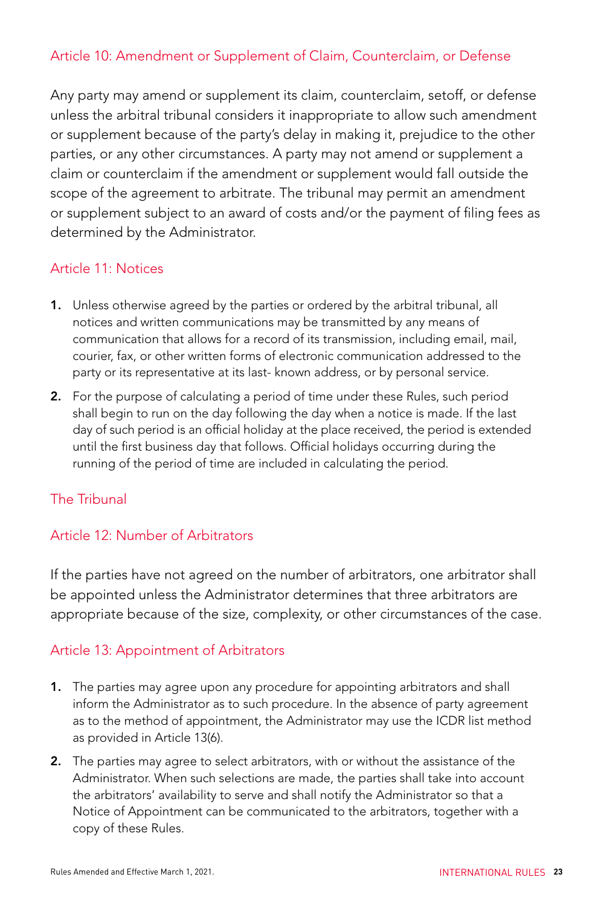## Article 10: Amendment or Supplement of Claim, Counterclaim, or Defense

Any party may amend or supplement its claim, counterclaim, setoff, or defense unless the arbitral tribunal considers it inappropriate to allow such amendment or supplement because of the party's delay in making it, prejudice to the other parties, or any other circumstances. A party may not amend or supplement a claim or counterclaim if the amendment or supplement would fall outside the scope of the agreement to arbitrate. The tribunal may permit an amendment or supplement subject to an award of costs and/or the payment of filing fees as determined by the Administrator.

## Article 11: Notices

1. Unless otherwise agreed by the parties or ordered by the arbitral tribunal, all notices and written communications may be transmitted by any means of communication that allows for a record of its transmission, including email, mail, courier, fax, or other written forms of electronic communication addressed to the party or its representative at its last- known address, or by personal service.
2. For the purpose of calculating a period of time under these Rules, such period shall begin to run on the day following the day when a notice is made. If the last day of such period is an official holiday at the place received, the period is extended until the first business day that follows. Official holidays occurring during the running of the period of time are included in calculating the period.

# The Tribunal

## Article 12: Number of Arbitrators

If the parties have not agreed on the number of arbitrators, one arbitrator shall be appointed unless the Administrator determines that three arbitrators are appropriate because of the size, complexity, or other circumstances of the case.

## Article 13: Appointment of Arbitrators

1. The parties may agree upon any procedure for appointing arbitrators and shall inform the Administrator as to such procedure. In the absence of party agreement as to the method of appointment, the Administrator may use the ICDR list method as provided in Article 13(6).
2. The parties may agree to select arbitrators, with or without the assistance of the Administrator. When such selections are made, the parties shall take into account the arbitrators' availability to serve and shall notify the Administrator so that a Notice of Appointment can be communicated to the arbitrators, together with a copy of these Rules.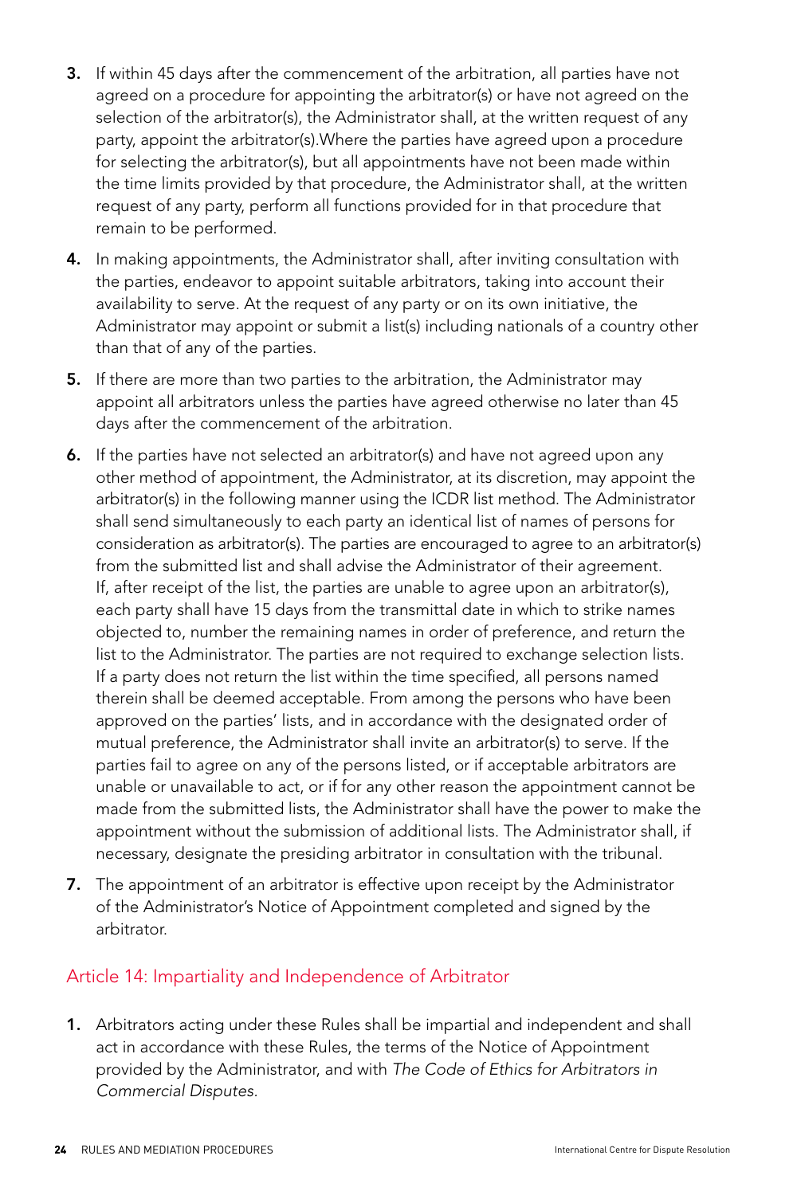3. If within 45 days after the commencement of the arbitration, all parties have not agreed on a procedure for appointing the arbitrator(s) or have not agreed on the selection of the arbitrator(s), the Administrator shall, at the written request of any party, appoint the arbitrator(s).Where the parties have agreed upon a procedure for selecting the arbitrator(s), but all appointments have not been made within the time limits provided by that procedure, the Administrator shall, at the written request of any party, perform all functions provided for in that procedure that remain to be performed.

4. In making appointments, the Administrator shall, after inviting consultation with the parties, endeavor to appoint suitable arbitrators, taking into account their availability to serve. At the request of any party or on its own initiative, the Administrator may appoint or submit a list(s) including nationals of a country other than that of any of the parties.

5. If there are more than two parties to the arbitration, the Administrator may appoint all arbitrators unless the parties have agreed otherwise no later than 45 days after the commencement of the arbitration.

6. If the parties have not selected an arbitrator(s) and have not agreed upon any other method of appointment, the Administrator, at its discretion, may appoint the arbitrator(s) in the following manner using the ICDR list method. The Administrator shall send simultaneously to each party an identical list of names of persons for consideration as arbitrator(s). The parties are encouraged to agree to an arbitrator(s) from the submitted list and shall advise the Administrator of their agreement. If, after receipt of the list, the parties are unable to agree upon an arbitrator(s), each party shall have 15 days from the transmittal date in which to strike names objected to, number the remaining names in order of preference, and return the list to the Administrator. The parties are not required to exchange selection lists. If a party does not return the list within the time specified, all persons named therein shall be deemed acceptable. From among the persons who have been approved on the parties' lists, and in accordance with the designated order of mutual preference, the Administrator shall invite an arbitrator(s) to serve. If the parties fail to agree on any of the persons listed, or if acceptable arbitrators are unable or unavailable to act, or if for any other reason the appointment cannot be made from the submitted lists, the Administrator shall have the power to make the appointment without the submission of additional lists. The Administrator shall, if necessary, designate the presiding arbitrator in consultation with the tribunal.

7. The appointment of an arbitrator is effective upon receipt by the Administrator of the Administrator's Notice of Appointment completed and signed by the arbitrator.

## Article 14: Impartiality and Independence of Arbitrator

1. Arbitrators acting under these Rules shall be impartial and independent and shall act in accordance with these Rules, the terms of the Notice of Appointment provided by the Administrator, and with *The Code of Ethics for Arbitrators in Commercial Disputes.*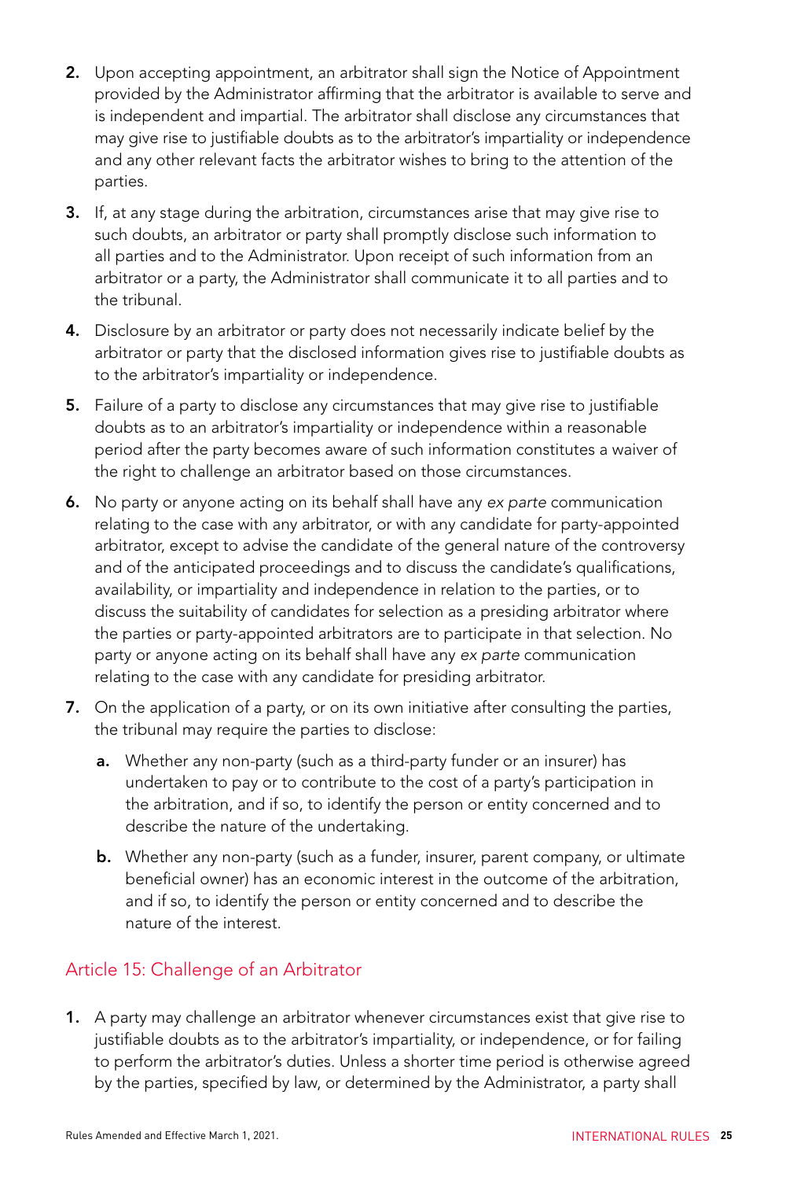2. Upon accepting appointment, an arbitrator shall sign the Notice of Appointment provided by the Administrator affirming that the arbitrator is available to serve and is independent and impartial. The arbitrator shall disclose any circumstances that may give rise to justifiable doubts as to the arbitrator's impartiality or independence and any other relevant facts the arbitrator wishes to bring to the attention of the parties.

3. If, at any stage during the arbitration, circumstances arise that may give rise to such doubts, an arbitrator or party shall promptly disclose such information to all parties and to the Administrator. Upon receipt of such information from an arbitrator or a party, the Administrator shall communicate it to all parties and to the tribunal.

4. Disclosure by an arbitrator or party does not necessarily indicate belief by the arbitrator or party that the disclosed information gives rise to justifiable doubts as to the arbitrator's impartiality or independence.

5. Failure of a party to disclose any circumstances that may give rise to justifiable doubts as to an arbitrator's impartiality or independence within a reasonable period after the party becomes aware of such information constitutes a waiver of the right to challenge an arbitrator based on those circumstances.

6. No party or anyone acting on its behalf shall have any *ex parte* communication relating to the case with any arbitrator, or with any candidate for party-appointed arbitrator, except to advise the candidate of the general nature of the controversy and of the anticipated proceedings and to discuss the candidate's qualifications, availability, or impartiality and independence in relation to the parties, or to discuss the suitability of candidates for selection as a presiding arbitrator where the parties or party-appointed arbitrators are to participate in that selection. No party or anyone acting on its behalf shall have any *ex parte* communication relating to the case with any candidate for presiding arbitrator.

7. On the application of a party, or on its own initiative after consulting the parties, the tribunal may require the parties to disclose:

   a. Whether any non-party (such as a third-party funder or an insurer) has undertaken to pay or to contribute to the cost of a party's participation in the arbitration, and if so, to identify the person or entity concerned and to describe the nature of the undertaking.

   b. Whether any non-party (such as a funder, insurer, parent company, or ultimate beneficial owner) has an economic interest in the outcome of the arbitration, and if so, to identify the person or entity concerned and to describe the nature of the interest.

## Article 15: Challenge of an Arbitrator

1. A party may challenge an arbitrator whenever circumstances exist that give rise to justifiable doubts as to the arbitrator's impartiality, or independence, or for failing to perform the arbitrator's duties. Unless a shorter time period is otherwise agreed by the parties, specified by law, or determined by the Administrator, a party shall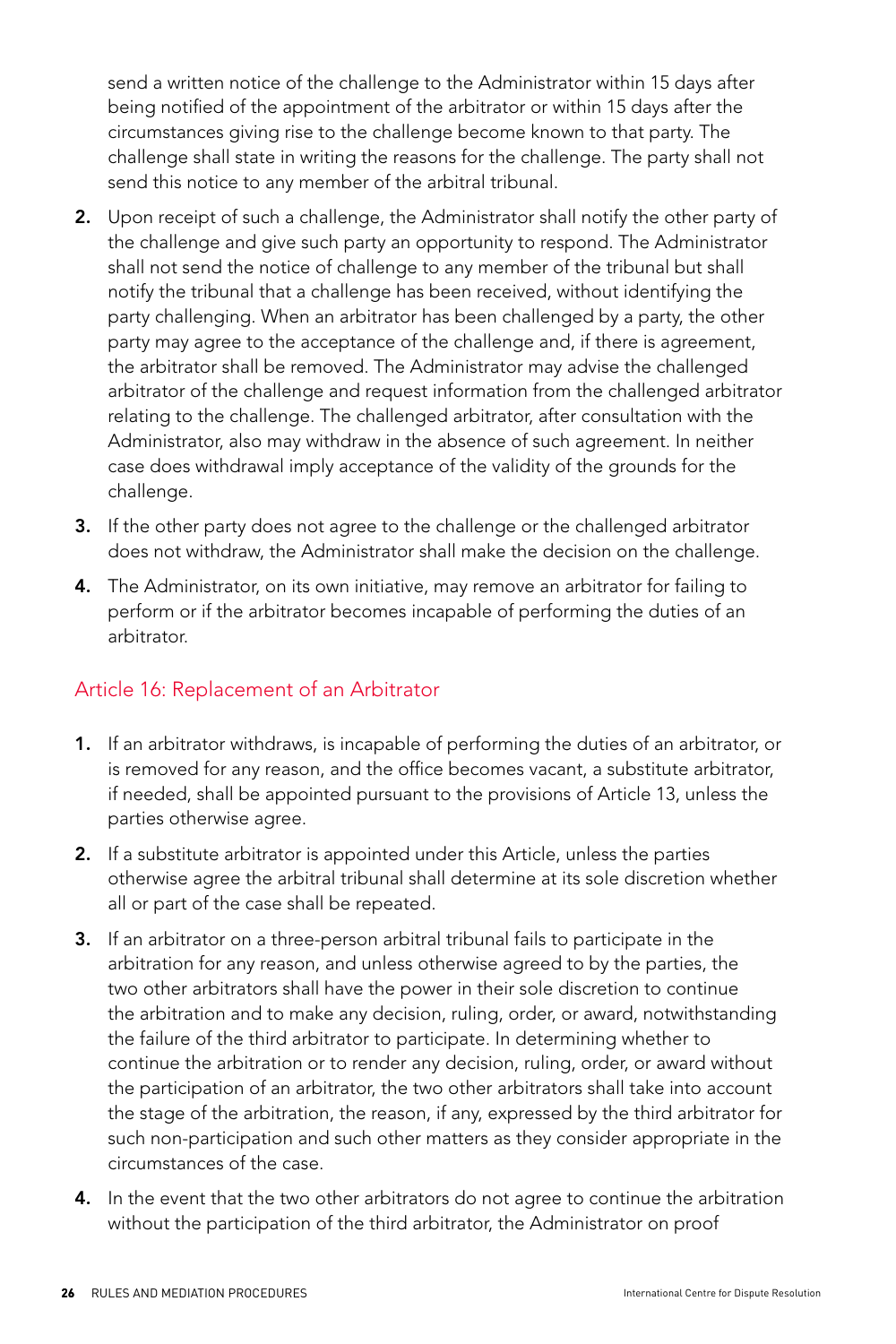send a written notice of the challenge to the Administrator within 15 days after being notified of the appointment of the arbitrator or within 15 days after the circumstances giving rise to the challenge become known to that party. The challenge shall state in writing the reasons for the challenge. The party shall not send this notice to any member of the arbitral tribunal.

2. Upon receipt of such a challenge, the Administrator shall notify the other party of the challenge and give such party an opportunity to respond. The Administrator shall not send the notice of challenge to any member of the tribunal but shall notify the tribunal that a challenge has been received, without identifying the party challenging. When an arbitrator has been challenged by a party, the other party may agree to the acceptance of the challenge and, if there is agreement, the arbitrator shall be removed. The Administrator may advise the challenged arbitrator of the challenge and request information from the challenged arbitrator relating to the challenge. The challenged arbitrator, after consultation with the Administrator, also may withdraw in the absence of such agreement. In neither case does withdrawal imply acceptance of the validity of the grounds for the challenge.

3. If the other party does not agree to the challenge or the challenged arbitrator does not withdraw, the Administrator shall make the decision on the challenge.

4. The Administrator, on its own initiative, may remove an arbitrator for failing to perform or if the arbitrator becomes incapable of performing the duties of an arbitrator.

## Article 16: Replacement of an Arbitrator

1. If an arbitrator withdraws, is incapable of performing the duties of an arbitrator, or is removed for any reason, and the office becomes vacant, a substitute arbitrator, if needed, shall be appointed pursuant to the provisions of Article 13, unless the parties otherwise agree.

2. If a substitute arbitrator is appointed under this Article, unless the parties otherwise agree the arbitral tribunal shall determine at its sole discretion whether all or part of the case shall be repeated.

3. If an arbitrator on a three-person arbitral tribunal fails to participate in the arbitration for any reason, and unless otherwise agreed to by the parties, the two other arbitrators shall have the power in their sole discretion to continue the arbitration and to make any decision, ruling, order, or award, notwithstanding the failure of the third arbitrator to participate. In determining whether to continue the arbitration or to render any decision, ruling, order, or award without the participation of an arbitrator, the two other arbitrators shall take into account the stage of the arbitration, the reason, if any, expressed by the third arbitrator for such non-participation and such other matters as they consider appropriate in the circumstances of the case.

4. In the event that the two other arbitrators do not agree to continue the arbitration without the participation of the third arbitrator, the Administrator on proof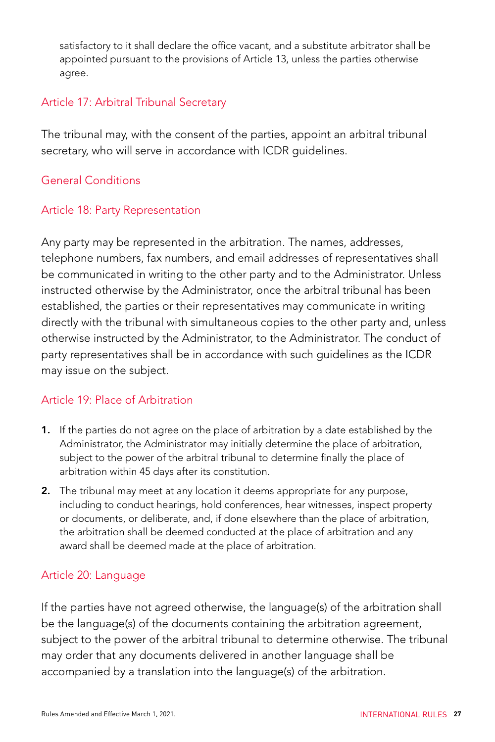satisfactory to it shall declare the office vacant, and a substitute arbitrator shall be appointed pursuant to the provisions of Article 13, unless the parties otherwise agree.

## Article 17: Arbitral Tribunal Secretary

The tribunal may, with the consent of the parties, appoint an arbitral tribunal secretary, who will serve in accordance with ICDR guidelines.

## General Conditions

## Article 18: Party Representation

Any party may be represented in the arbitration. The names, addresses, telephone numbers, fax numbers, and email addresses of representatives shall be communicated in writing to the other party and to the Administrator. Unless instructed otherwise by the Administrator, once the arbitral tribunal has been established, the parties or their representatives may communicate in writing directly with the tribunal with simultaneous copies to the other party and, unless otherwise instructed by the Administrator, to the Administrator. The conduct of party representatives shall be in accordance with such guidelines as the ICDR may issue on the subject.

## Article 19: Place of Arbitration

1. If the parties do not agree on the place of arbitration by a date established by the Administrator, the Administrator may initially determine the place of arbitration, subject to the power of the arbitral tribunal to determine finally the place of arbitration within 45 days after its constitution.
2. The tribunal may meet at any location it deems appropriate for any purpose, including to conduct hearings, hold conferences, hear witnesses, inspect property or documents, or deliberate, and, if done elsewhere than the place of arbitration, the arbitration shall be deemed conducted at the place of arbitration and any award shall be deemed made at the place of arbitration.

## Article 20: Language

If the parties have not agreed otherwise, the language(s) of the arbitration shall be the language(s) of the documents containing the arbitration agreement, subject to the power of the arbitral tribunal to determine otherwise. The tribunal may order that any documents delivered in another language shall be accompanied by a translation into the language(s) of the arbitration.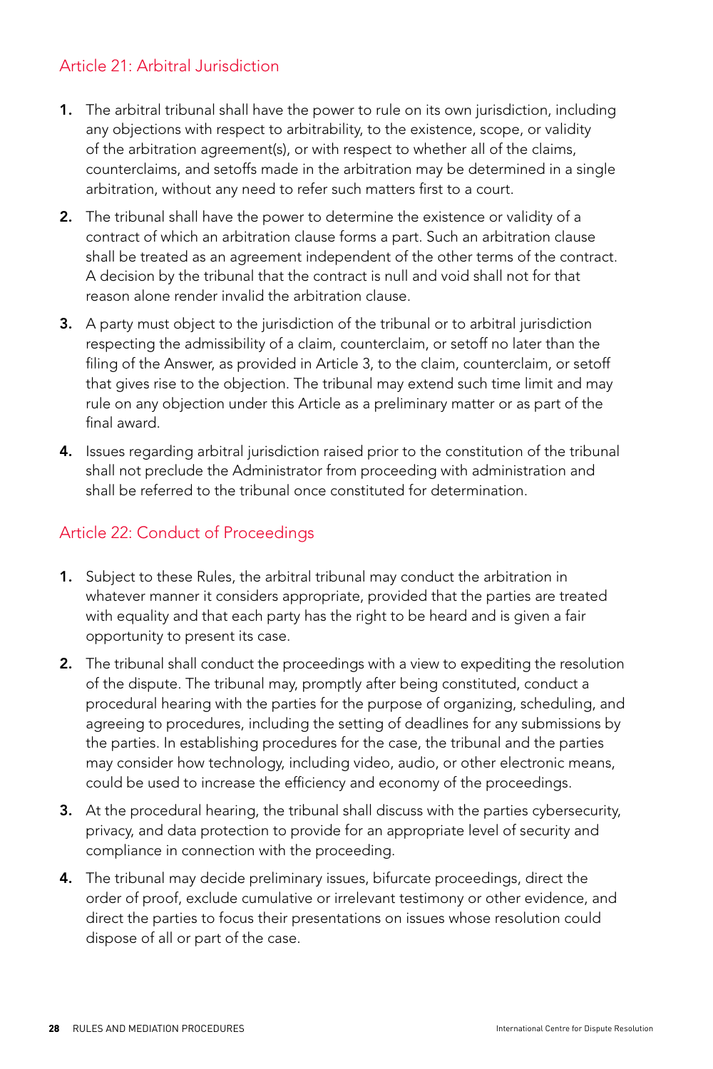## Article 21: Arbitral Jurisdiction

1. The arbitral tribunal shall have the power to rule on its own jurisdiction, including any objections with respect to arbitrability, to the existence, scope, or validity of the arbitration agreement(s), or with respect to whether all of the claims, counterclaims, and setoffs made in the arbitration may be determined in a single arbitration, without any need to refer such matters first to a court.
2. The tribunal shall have the power to determine the existence or validity of a contract of which an arbitration clause forms a part. Such an arbitration clause shall be treated as an agreement independent of the other terms of the contract. A decision by the tribunal that the contract is null and void shall not for that reason alone render invalid the arbitration clause.
3. A party must object to the jurisdiction of the tribunal or to arbitral jurisdiction respecting the admissibility of a claim, counterclaim, or setoff no later than the filing of the Answer, as provided in Article 3, to the claim, counterclaim, or setoff that gives rise to the objection. The tribunal may extend such time limit and may rule on any objection under this Article as a preliminary matter or as part of the final award.
4. Issues regarding arbitral jurisdiction raised prior to the constitution of the tribunal shall not preclude the Administrator from proceeding with administration and shall be referred to the tribunal once constituted for determination.

## Article 22: Conduct of Proceedings

1. Subject to these Rules, the arbitral tribunal may conduct the arbitration in whatever manner it considers appropriate, provided that the parties are treated with equality and that each party has the right to be heard and is given a fair opportunity to present its case.
2. The tribunal shall conduct the proceedings with a view to expediting the resolution of the dispute. The tribunal may, promptly after being constituted, conduct a procedural hearing with the parties for the purpose of organizing, scheduling, and agreeing to procedures, including the setting of deadlines for any submissions by the parties. In establishing procedures for the case, the tribunal and the parties may consider how technology, including video, audio, or other electronic means, could be used to increase the efficiency and economy of the proceedings.
3. At the procedural hearing, the tribunal shall discuss with the parties cybersecurity, privacy, and data protection to provide for an appropriate level of security and compliance in connection with the proceeding.
4. The tribunal may decide preliminary issues, bifurcate proceedings, direct the order of proof, exclude cumulative or irrelevant testimony or other evidence, and direct the parties to focus their presentations on issues whose resolution could dispose of all or part of the case.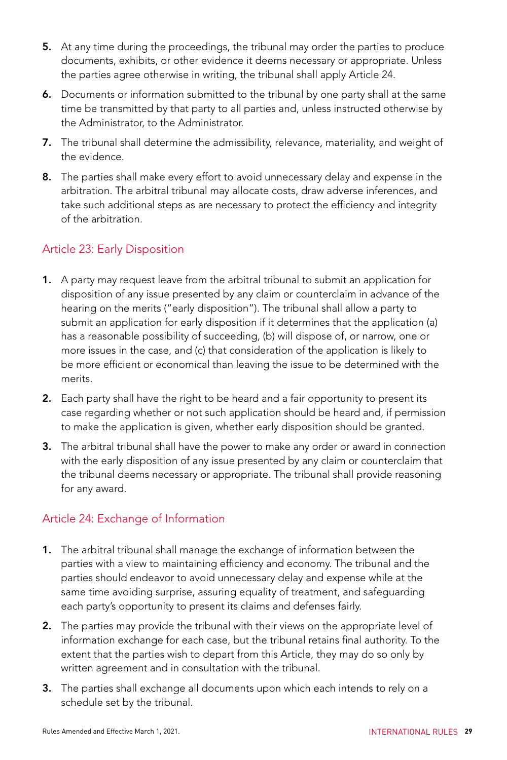5. At any time during the proceedings, the tribunal may order the parties to produce documents, exhibits, or other evidence it deems necessary or appropriate. Unless the parties agree otherwise in writing, the tribunal shall apply Article 24.

6. Documents or information submitted to the tribunal by one party shall at the same time be transmitted by that party to all parties and, unless instructed otherwise by the Administrator, to the Administrator.

7. The tribunal shall determine the admissibility, relevance, materiality, and weight of the evidence.

8. The parties shall make every effort to avoid unnecessary delay and expense in the arbitration. The arbitral tribunal may allocate costs, draw adverse inferences, and take such additional steps as are necessary to protect the efficiency and integrity of the arbitration.

## Article 23: Early Disposition

1. A party may request leave from the arbitral tribunal to submit an application for disposition of any issue presented by any claim or counterclaim in advance of the hearing on the merits ("early disposition"). The tribunal shall allow a party to submit an application for early disposition if it determines that the application (a) has a reasonable possibility of succeeding, (b) will dispose of, or narrow, one or more issues in the case, and (c) that consideration of the application is likely to be more efficient or economical than leaving the issue to be determined with the merits.

2. Each party shall have the right to be heard and a fair opportunity to present its case regarding whether or not such application should be heard and, if permission to make the application is given, whether early disposition should be granted.

3. The arbitral tribunal shall have the power to make any order or award in connection with the early disposition of any issue presented by any claim or counterclaim that the tribunal deems necessary or appropriate. The tribunal shall provide reasoning for any award.

## Article 24: Exchange of Information

1. The arbitral tribunal shall manage the exchange of information between the parties with a view to maintaining efficiency and economy. The tribunal and the parties should endeavor to avoid unnecessary delay and expense while at the same time avoiding surprise, assuring equality of treatment, and safeguarding each party's opportunity to present its claims and defenses fairly.

2. The parties may provide the tribunal with their views on the appropriate level of information exchange for each case, but the tribunal retains final authority. To the extent that the parties wish to depart from this Article, they may do so only by written agreement and in consultation with the tribunal.

3. The parties shall exchange all documents upon which each intends to rely on a schedule set by the tribunal.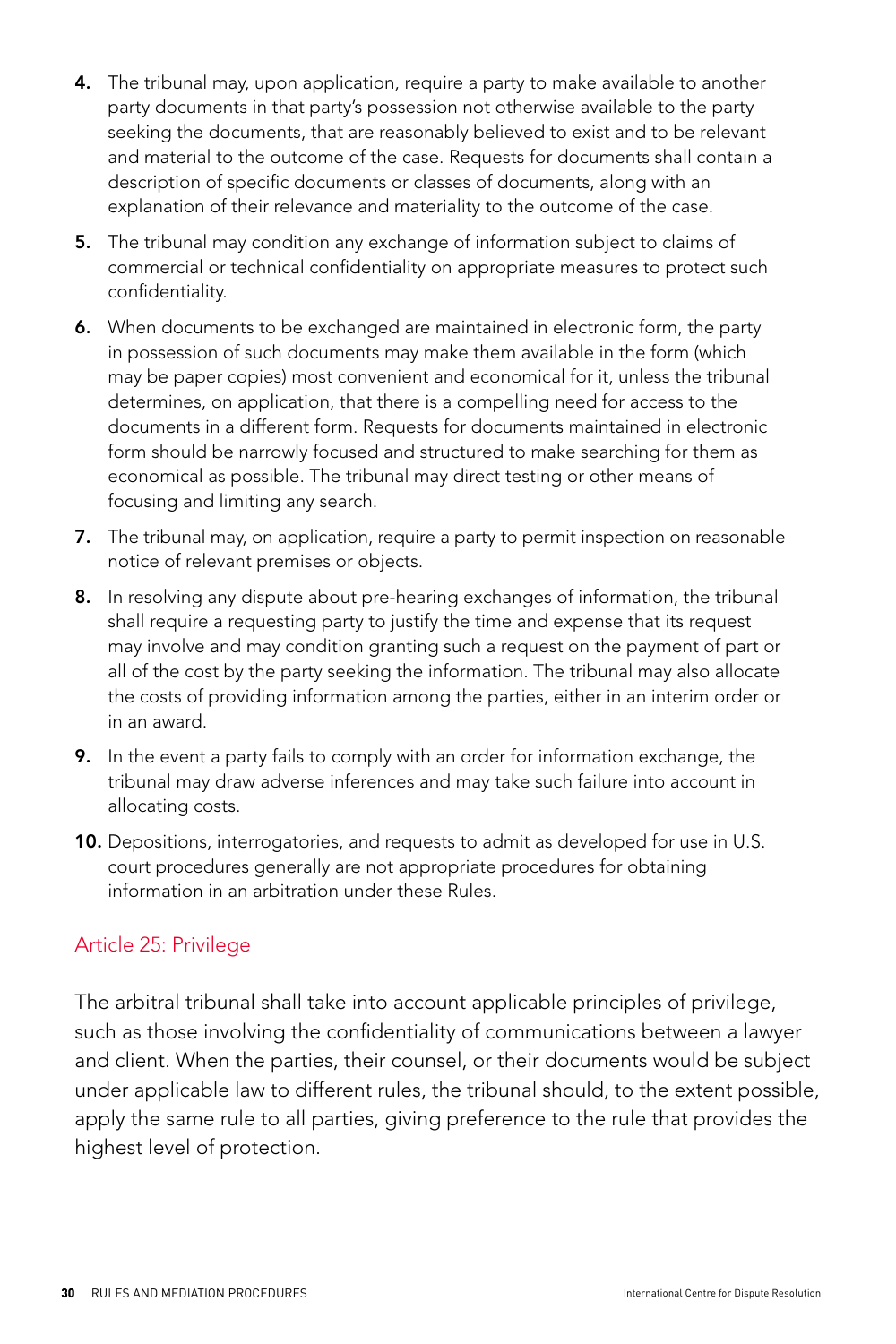4. The tribunal may, upon application, require a party to make available to another party documents in that party's possession not otherwise available to the party seeking the documents, that are reasonably believed to exist and to be relevant and material to the outcome of the case. Requests for documents shall contain a description of specific documents or classes of documents, along with an explanation of their relevance and materiality to the outcome of the case.

5. The tribunal may condition any exchange of information subject to claims of commercial or technical confidentiality on appropriate measures to protect such confidentiality.

6. When documents to be exchanged are maintained in electronic form, the party in possession of such documents may make them available in the form (which may be paper copies) most convenient and economical for it, unless the tribunal determines, on application, that there is a compelling need for access to the documents in a different form. Requests for documents maintained in electronic form should be narrowly focused and structured to make searching for them as economical as possible. The tribunal may direct testing or other means of focusing and limiting any search.

7. The tribunal may, on application, require a party to permit inspection on reasonable notice of relevant premises or objects.

8. In resolving any dispute about pre-hearing exchanges of information, the tribunal shall require a requesting party to justify the time and expense that its request may involve and may condition granting such a request on the payment of part or all of the cost by the party seeking the information. The tribunal may also allocate the costs of providing information among the parties, either in an interim order or in an award.

9. In the event a party fails to comply with an order for information exchange, the tribunal may draw adverse inferences and may take such failure into account in allocating costs.

10. Depositions, interrogatories, and requests to admit as developed for use in U.S. court procedures generally are not appropriate procedures for obtaining information in an arbitration under these Rules.

## Article 25: Privilege

The arbitral tribunal shall take into account applicable principles of privilege, such as those involving the confidentiality of communications between a lawyer and client. When the parties, their counsel, or their documents would be subject under applicable law to different rules, the tribunal should, to the extent possible, apply the same rule to all parties, giving preference to the rule that provides the highest level of protection.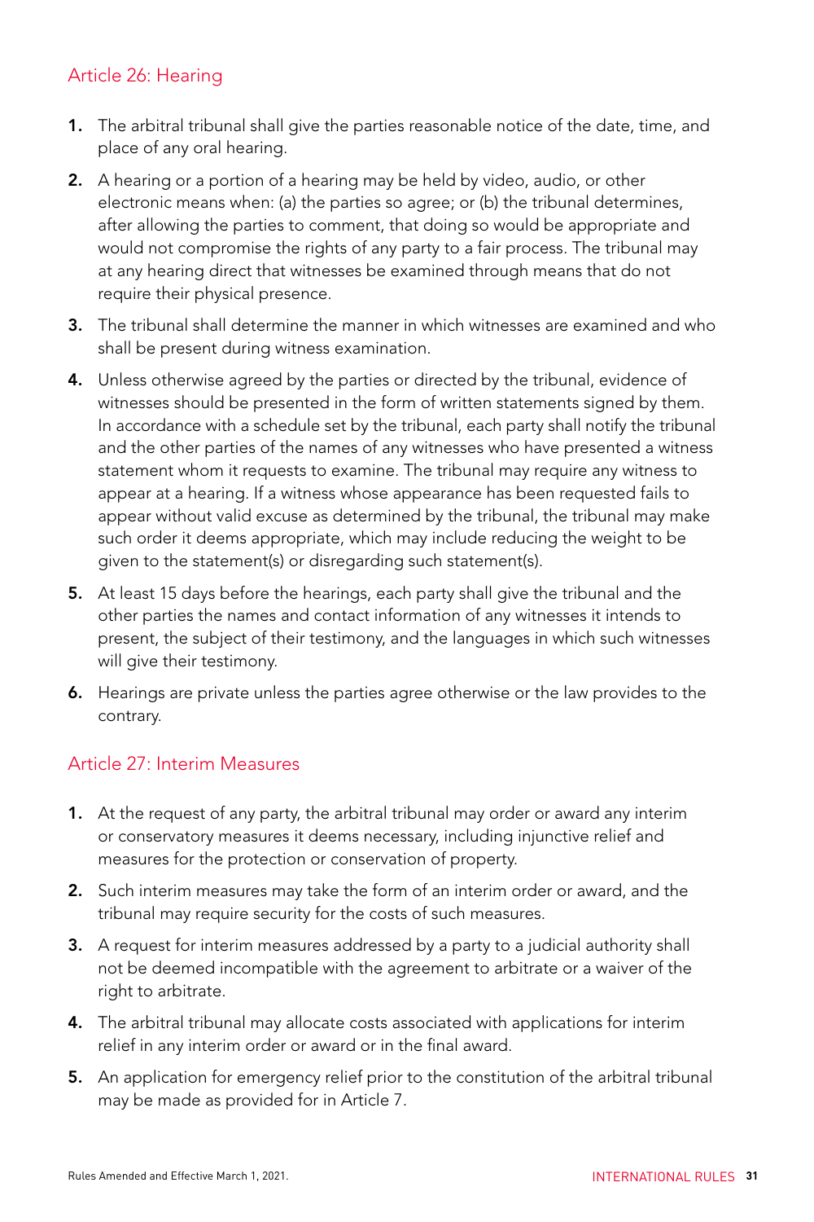## Article 26: Hearing

1. The arbitral tribunal shall give the parties reasonable notice of the date, time, and place of any oral hearing.
2. A hearing or a portion of a hearing may be held by video, audio, or other electronic means when: (a) the parties so agree; or (b) the tribunal determines, after allowing the parties to comment, that doing so would be appropriate and would not compromise the rights of any party to a fair process. The tribunal may at any hearing direct that witnesses be examined through means that do not require their physical presence.
3. The tribunal shall determine the manner in which witnesses are examined and who shall be present during witness examination.
4. Unless otherwise agreed by the parties or directed by the tribunal, evidence of witnesses should be presented in the form of written statements signed by them. In accordance with a schedule set by the tribunal, each party shall notify the tribunal and the other parties of the names of any witnesses who have presented a witness statement whom it requests to examine. The tribunal may require any witness to appear at a hearing. If a witness whose appearance has been requested fails to appear without valid excuse as determined by the tribunal, the tribunal may make such order it deems appropriate, which may include reducing the weight to be given to the statement(s) or disregarding such statement(s).
5. At least 15 days before the hearings, each party shall give the tribunal and the other parties the names and contact information of any witnesses it intends to present, the subject of their testimony, and the languages in which such witnesses will give their testimony.
6. Hearings are private unless the parties agree otherwise or the law provides to the contrary.

## Article 27: Interim Measures

1. At the request of any party, the arbitral tribunal may order or award any interim or conservatory measures it deems necessary, including injunctive relief and measures for the protection or conservation of property.
2. Such interim measures may take the form of an interim order or award, and the tribunal may require security for the costs of such measures.
3. A request for interim measures addressed by a party to a judicial authority shall not be deemed incompatible with the agreement to arbitrate or a waiver of the right to arbitrate.
4. The arbitral tribunal may allocate costs associated with applications for interim relief in any interim order or award or in the final award.
5. An application for emergency relief prior to the constitution of the arbitral tribunal may be made as provided for in Article 7.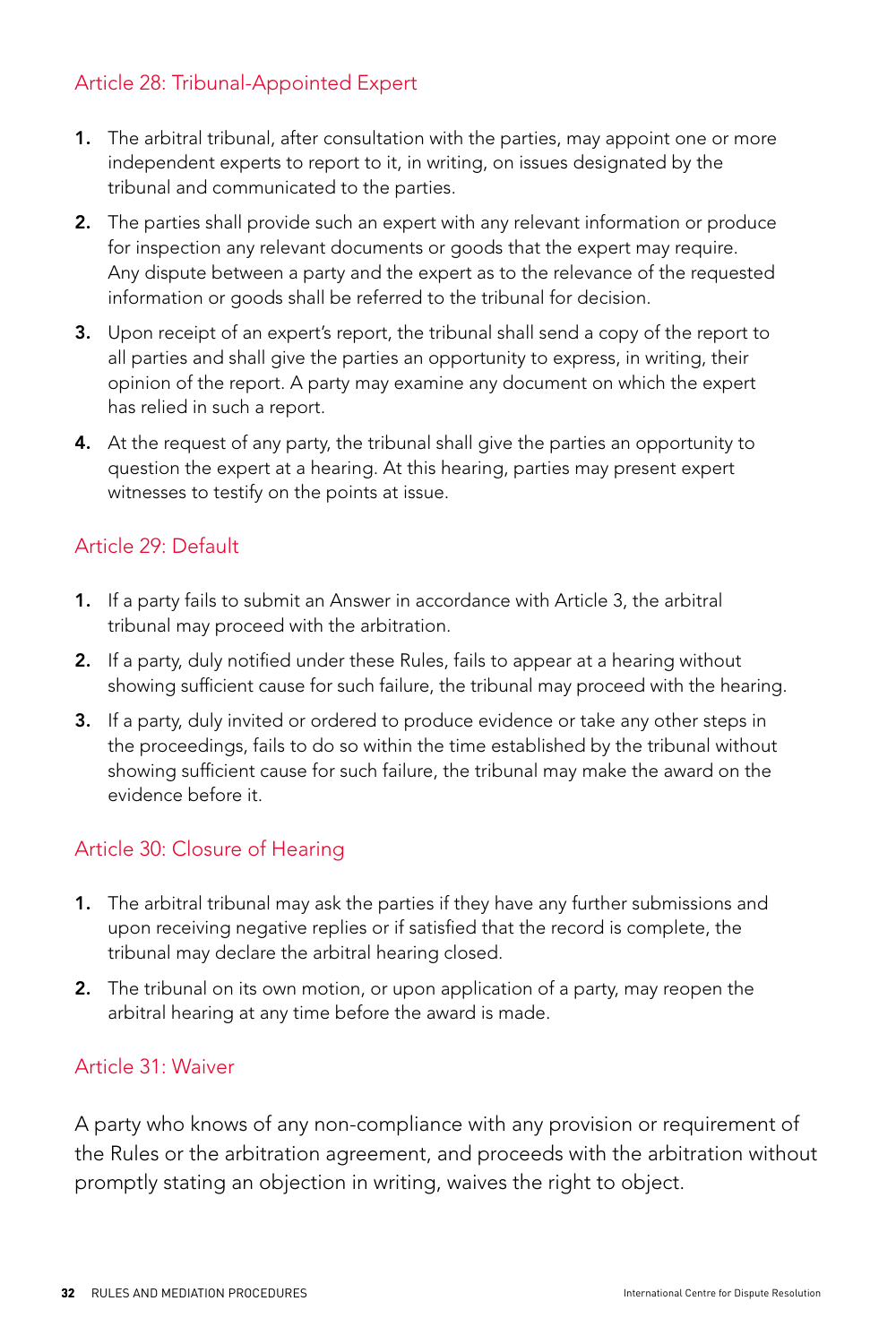## Article 28: Tribunal-Appointed Expert

1. The arbitral tribunal, after consultation with the parties, may appoint one or more independent experts to report to it, in writing, on issues designated by the tribunal and communicated to the parties.
2. The parties shall provide such an expert with any relevant information or produce for inspection any relevant documents or goods that the expert may require. Any dispute between a party and the expert as to the relevance of the requested information or goods shall be referred to the tribunal for decision.
3. Upon receipt of an expert's report, the tribunal shall send a copy of the report to all parties and shall give the parties an opportunity to express, in writing, their opinion of the report. A party may examine any document on which the expert has relied in such a report.
4. At the request of any party, the tribunal shall give the parties an opportunity to question the expert at a hearing. At this hearing, parties may present expert witnesses to testify on the points at issue.

## Article 29: Default

1. If a party fails to submit an Answer in accordance with Article 3, the arbitral tribunal may proceed with the arbitration.
2. If a party, duly notified under these Rules, fails to appear at a hearing without showing sufficient cause for such failure, the tribunal may proceed with the hearing.
3. If a party, duly invited or ordered to produce evidence or take any other steps in the proceedings, fails to do so within the time established by the tribunal without showing sufficient cause for such failure, the tribunal may make the award on the evidence before it.

## Article 30: Closure of Hearing

1. The arbitral tribunal may ask the parties if they have any further submissions and upon receiving negative replies or if satisfied that the record is complete, the tribunal may declare the arbitral hearing closed.
2. The tribunal on its own motion, or upon application of a party, may reopen the arbitral hearing at any time before the award is made.

## Article 31: Waiver

A party who knows of any non-compliance with any provision or requirement of the Rules or the arbitration agreement, and proceeds with the arbitration without promptly stating an objection in writing, waives the right to object.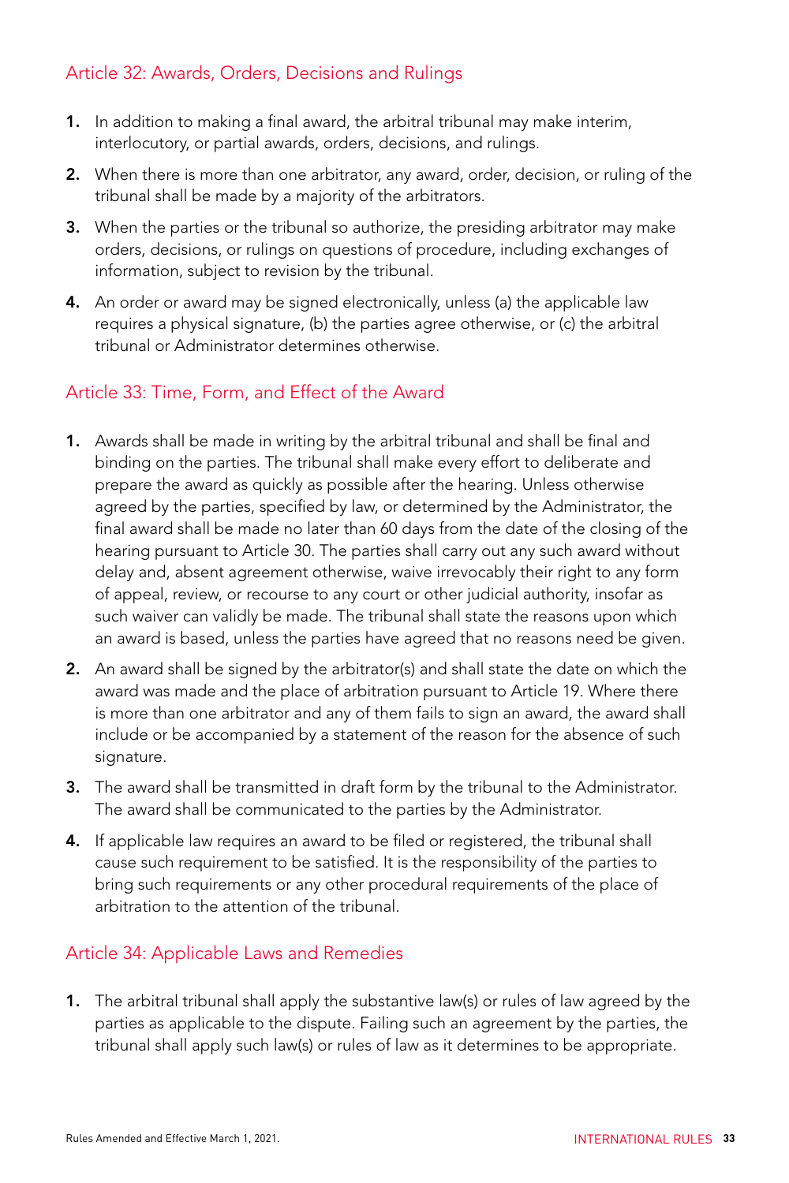## Article 32: Awards, Orders, Decisions and Rulings

1. In addition to making a final award, the arbitral tribunal may make interim, interlocutory, or partial awards, orders, decisions, and rulings.
2. When there is more than one arbitrator, any award, order, decision, or ruling of the tribunal shall be made by a majority of the arbitrators.
3. When the parties or the tribunal so authorize, the presiding arbitrator may make orders, decisions, or rulings on questions of procedure, including exchanges of information, subject to revision by the tribunal.
4. An order or award may be signed electronically, unless (a) the applicable law requires a physical signature, (b) the parties agree otherwise, or (c) the arbitral tribunal or Administrator determines otherwise.

## Article 33: Time, Form, and Effect of the Award

1. Awards shall be made in writing by the arbitral tribunal and shall be final and binding on the parties. The tribunal shall make every effort to deliberate and prepare the award as quickly as possible after the hearing. Unless otherwise agreed by the parties, specified by law, or determined by the Administrator, the final award shall be made no later than 60 days from the date of the closing of the hearing pursuant to Article 30. The parties shall carry out any such award without delay and, absent agreement otherwise, waive irrevocably their right to any form of appeal, review, or recourse to any court or other judicial authority, insofar as such waiver can validly be made. The tribunal shall state the reasons upon which an award is based, unless the parties have agreed that no reasons need be given.
2. An award shall be signed by the arbitrator(s) and shall state the date on which the award was made and the place of arbitration pursuant to Article 19. Where there is more than one arbitrator and any of them fails to sign an award, the award shall include or be accompanied by a statement of the reason for the absence of such signature.
3. The award shall be transmitted in draft form by the tribunal to the Administrator. The award shall be communicated to the parties by the Administrator.
4. If applicable law requires an award to be filed or registered, the tribunal shall cause such requirement to be satisfied. It is the responsibility of the parties to bring such requirements or any other procedural requirements of the place of arbitration to the attention of the tribunal.

## Article 34: Applicable Laws and Remedies

1. The arbitral tribunal shall apply the substantive law(s) or rules of law agreed by the parties as applicable to the dispute. Failing such an agreement by the parties, the tribunal shall apply such law(s) or rules of law as it determines to be appropriate.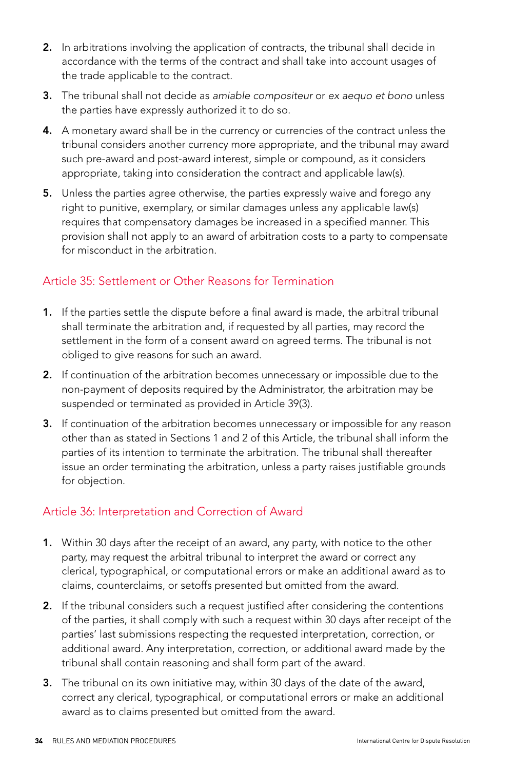2. In arbitrations involving the application of contracts, the tribunal shall decide in accordance with the terms of the contract and shall take into account usages of the trade applicable to the contract.

3. The tribunal shall not decide as *amiable compositeur* or *ex aequo et bono* unless the parties have expressly authorized it to do so.

4. A monetary award shall be in the currency or currencies of the contract unless the tribunal considers another currency more appropriate, and the tribunal may award such pre-award and post-award interest, simple or compound, as it considers appropriate, taking into consideration the contract and applicable law(s).

5. Unless the parties agree otherwise, the parties expressly waive and forego any right to punitive, exemplary, or similar damages unless any applicable law(s) requires that compensatory damages be increased in a specified manner. This provision shall not apply to an award of arbitration costs to a party to compensate for misconduct in the arbitration.

## Article 35: Settlement or Other Reasons for Termination

1. If the parties settle the dispute before a final award is made, the arbitral tribunal shall terminate the arbitration and, if requested by all parties, may record the settlement in the form of a consent award on agreed terms. The tribunal is not obliged to give reasons for such an award.

2. If continuation of the arbitration becomes unnecessary or impossible due to the non-payment of deposits required by the Administrator, the arbitration may be suspended or terminated as provided in Article 39(3).

3. If continuation of the arbitration becomes unnecessary or impossible for any reason other than as stated in Sections 1 and 2 of this Article, the tribunal shall inform the parties of its intention to terminate the arbitration. The tribunal shall thereafter issue an order terminating the arbitration, unless a party raises justifiable grounds for objection.

## Article 36: Interpretation and Correction of Award

1. Within 30 days after the receipt of an award, any party, with notice to the other party, may request the arbitral tribunal to interpret the award or correct any clerical, typographical, or computational errors or make an additional award as to claims, counterclaims, or setoffs presented but omitted from the award.

2. If the tribunal considers such a request justified after considering the contentions of the parties, it shall comply with such a request within 30 days after receipt of the parties' last submissions respecting the requested interpretation, correction, or additional award. Any interpretation, correction, or additional award made by the tribunal shall contain reasoning and shall form part of the award.

3. The tribunal on its own initiative may, within 30 days of the date of the award, correct any clerical, typographical, or computational errors or make an additional award as to claims presented but omitted from the award.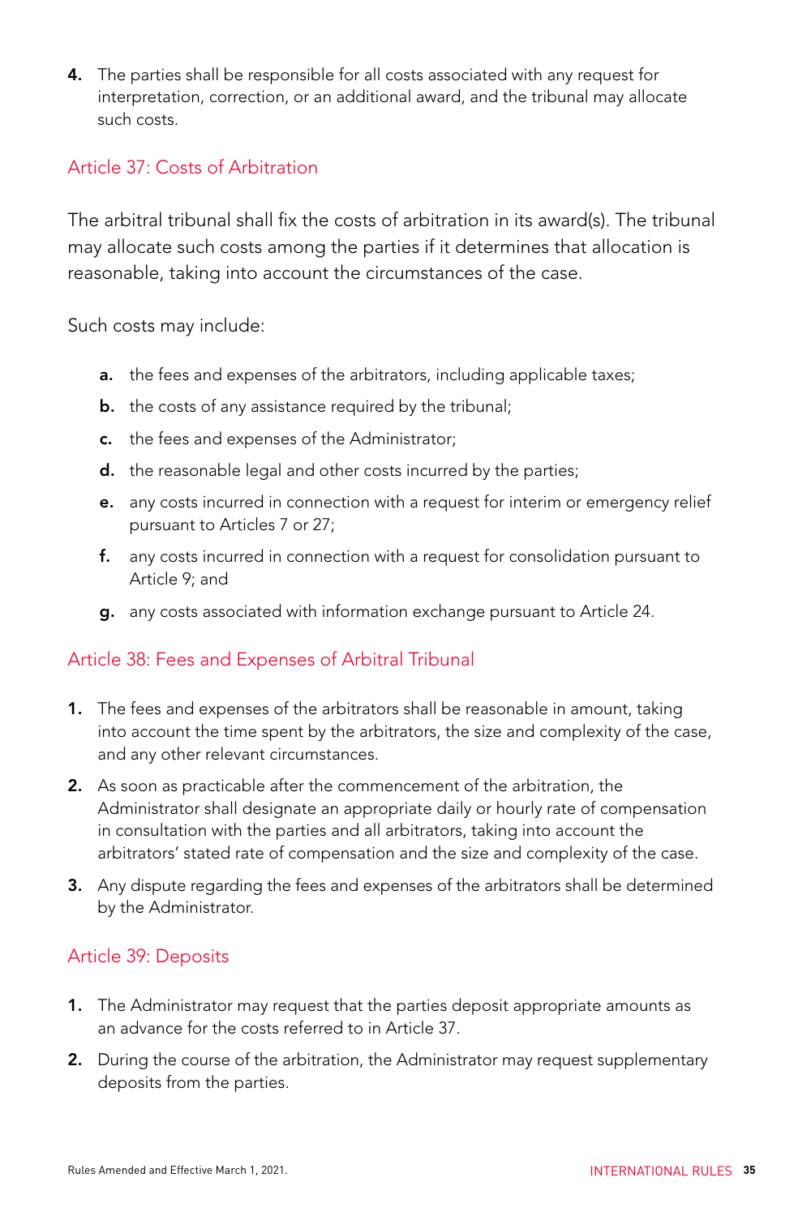4. The parties shall be responsible for all costs associated with any request for interpretation, correction, or an additional award, and the tribunal may allocate such costs.

## Article 37: Costs of Arbitration

The arbitral tribunal shall fix the costs of arbitration in its award(s). The tribunal may allocate such costs among the parties if it determines that allocation is reasonable, taking into account the circumstances of the case.

Such costs may include:

- **a.** the fees and expenses of the arbitrators, including applicable taxes;
- **b.** the costs of any assistance required by the tribunal;
- **c.** the fees and expenses of the Administrator;
- **d.** the reasonable legal and other costs incurred by the parties;
- **e.** any costs incurred in connection with a request for interim or emergency relief pursuant to Articles 7 or 27;
- **f.** any costs incurred in connection with a request for consolidation pursuant to Article 9; and
- **g.** any costs associated with information exchange pursuant to Article 24.

## Article 38: Fees and Expenses of Arbitral Tribunal

1. The fees and expenses of the arbitrators shall be reasonable in amount, taking into account the time spent by the arbitrators, the size and complexity of the case, and any other relevant circumstances.
2. As soon as practicable after the commencement of the arbitration, the Administrator shall designate an appropriate daily or hourly rate of compensation in consultation with the parties and all arbitrators, taking into account the arbitrators' stated rate of compensation and the size and complexity of the case.
3. Any dispute regarding the fees and expenses of the arbitrators shall be determined by the Administrator.

## Article 39: Deposits

1. The Administrator may request that the parties deposit appropriate amounts as an advance for the costs referred to in Article 37.
2. During the course of the arbitration, the Administrator may request supplementary deposits from the parties.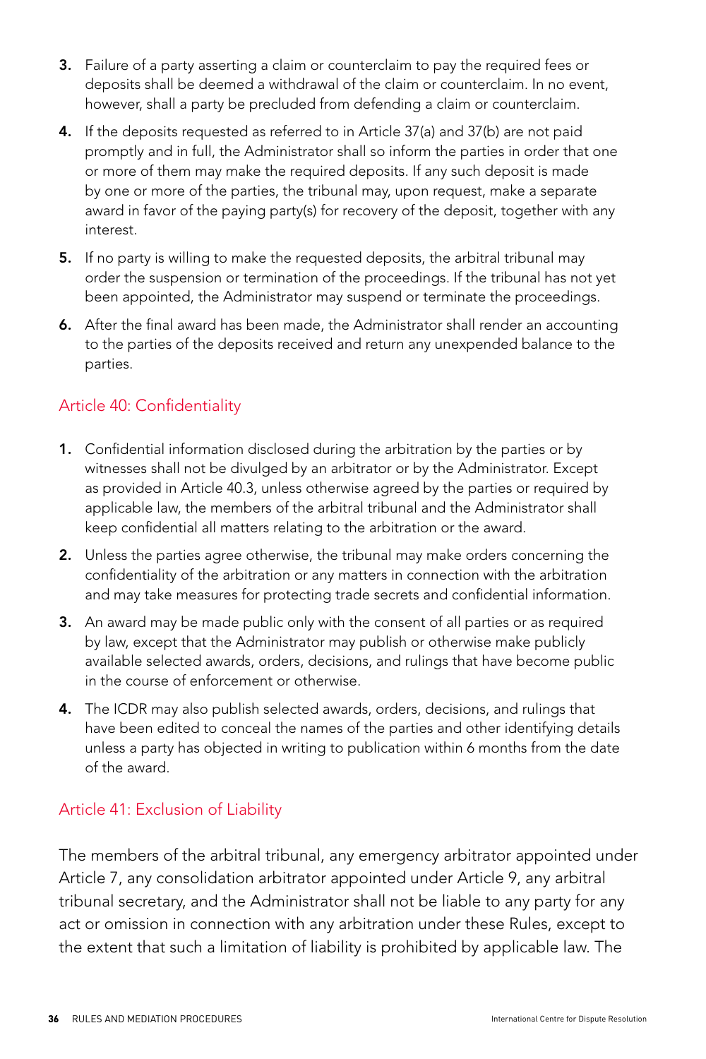3. Failure of a party asserting a claim or counterclaim to pay the required fees or deposits shall be deemed a withdrawal of the claim or counterclaim. In no event, however, shall a party be precluded from defending a claim or counterclaim.
4. If the deposits requested as referred to in Article 37(a) and 37(b) are not paid promptly and in full, the Administrator shall so inform the parties in order that one or more of them may make the required deposits. If any such deposit is made by one or more of the parties, the tribunal may, upon request, make a separate award in favor of the paying party(s) for recovery of the deposit, together with any interest.
5. If no party is willing to make the requested deposits, the arbitral tribunal may order the suspension or termination of the proceedings. If the tribunal has not yet been appointed, the Administrator may suspend or terminate the proceedings.
6. After the final award has been made, the Administrator shall render an accounting to the parties of the deposits received and return any unexpended balance to the parties.

## Article 40: Confidentiality

1. Confidential information disclosed during the arbitration by the parties or by witnesses shall not be divulged by an arbitrator or by the Administrator. Except as provided in Article 40.3, unless otherwise agreed by the parties or required by applicable law, the members of the arbitral tribunal and the Administrator shall keep confidential all matters relating to the arbitration or the award.
2. Unless the parties agree otherwise, the tribunal may make orders concerning the confidentiality of the arbitration or any matters in connection with the arbitration and may take measures for protecting trade secrets and confidential information.
3. An award may be made public only with the consent of all parties or as required by law, except that the Administrator may publish or otherwise make publicly available selected awards, orders, decisions, and rulings that have become public in the course of enforcement or otherwise.
4. The ICDR may also publish selected awards, orders, decisions, and rulings that have been edited to conceal the names of the parties and other identifying details unless a party has objected in writing to publication within 6 months from the date of the award.

## Article 41: Exclusion of Liability

The members of the arbitral tribunal, any emergency arbitrator appointed under Article 7, any consolidation arbitrator appointed under Article 9, any arbitral tribunal secretary, and the Administrator shall not be liable to any party for any act or omission in connection with any arbitration under these Rules, except to the extent that such a limitation of liability is prohibited by applicable law. The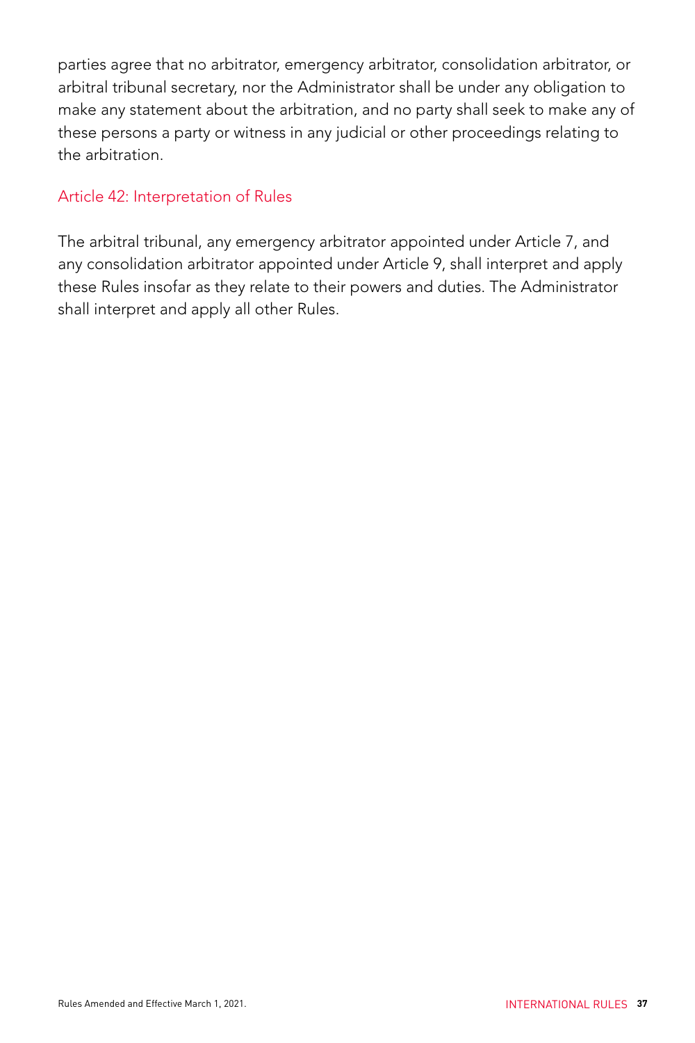parties agree that no arbitrator, emergency arbitrator, consolidation arbitrator, or arbitral tribunal secretary, nor the Administrator shall be under any obligation to make any statement about the arbitration, and no party shall seek to make any of these persons a party or witness in any judicial or other proceedings relating to the arbitration.

## Article 42: Interpretation of Rules

The arbitral tribunal, any emergency arbitrator appointed under Article 7, and any consolidation arbitrator appointed under Article 9, shall interpret and apply these Rules insofar as they relate to their powers and duties. The Administrator shall interpret and apply all other Rules.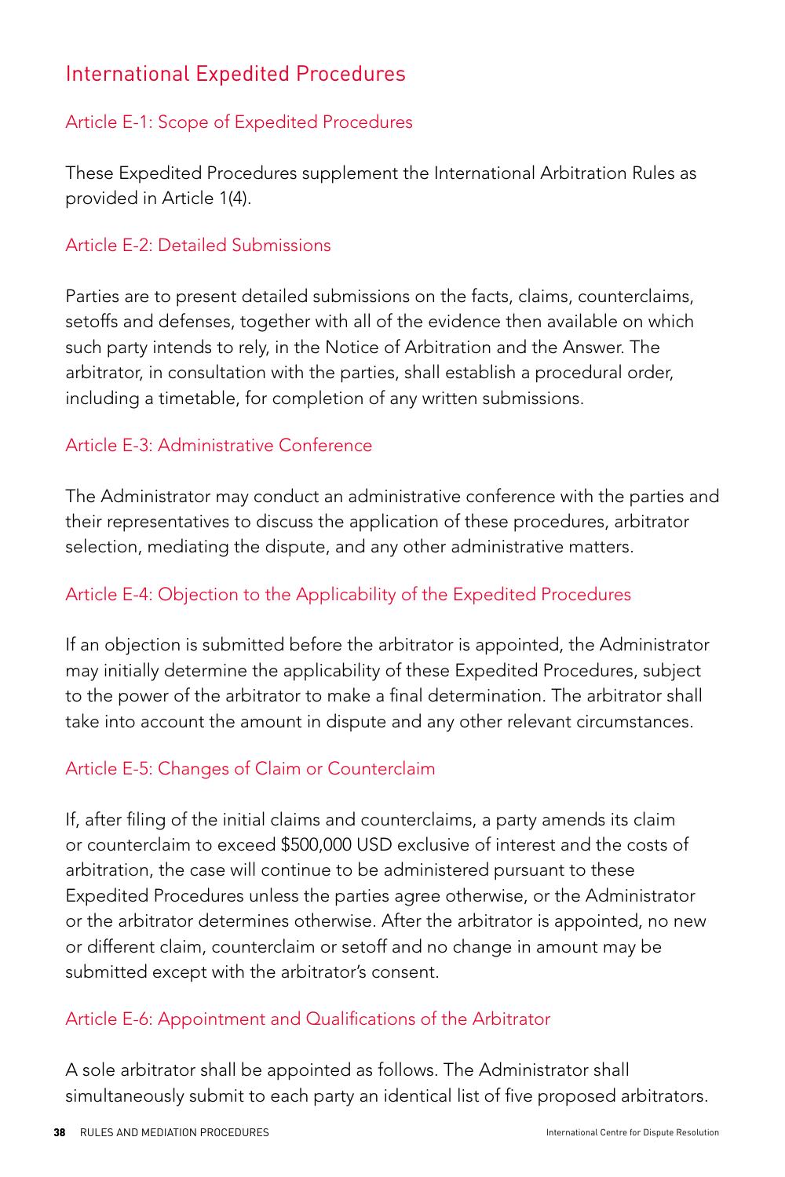## International Expedited Procedures

### Article E-1: Scope of Expedited Procedures

These Expedited Procedures supplement the International Arbitration Rules as provided in Article 1(4).

### Article E-2: Detailed Submissions

Parties are to present detailed submissions on the facts, claims, counterclaims, setoffs and defenses, together with all of the evidence then available on which such party intends to rely, in the Notice of Arbitration and the Answer. The arbitrator, in consultation with the parties, shall establish a procedural order, including a timetable, for completion of any written submissions.

### Article E-3: Administrative Conference

The Administrator may conduct an administrative conference with the parties and their representatives to discuss the application of these procedures, arbitrator selection, mediating the dispute, and any other administrative matters.

### Article E-4: Objection to the Applicability of the Expedited Procedures

If an objection is submitted before the arbitrator is appointed, the Administrator may initially determine the applicability of these Expedited Procedures, subject to the power of the arbitrator to make a final determination. The arbitrator shall take into account the amount in dispute and any other relevant circumstances.

### Article E-5: Changes of Claim or Counterclaim

If, after filing of the initial claims and counterclaims, a party amends its claim or counterclaim to exceed $500,000 USD exclusive of interest and the costs of arbitration, the case will continue to be administered pursuant to these Expedited Procedures unless the parties agree otherwise, or the Administrator or the arbitrator determines otherwise. After the arbitrator is appointed, no new or different claim, counterclaim or setoff and no change in amount may be submitted except with the arbitrator's consent.

### Article E-6: Appointment and Qualifications of the Arbitrator

A sole arbitrator shall be appointed as follows. The Administrator shall simultaneously submit to each party an identical list of five proposed arbitrators.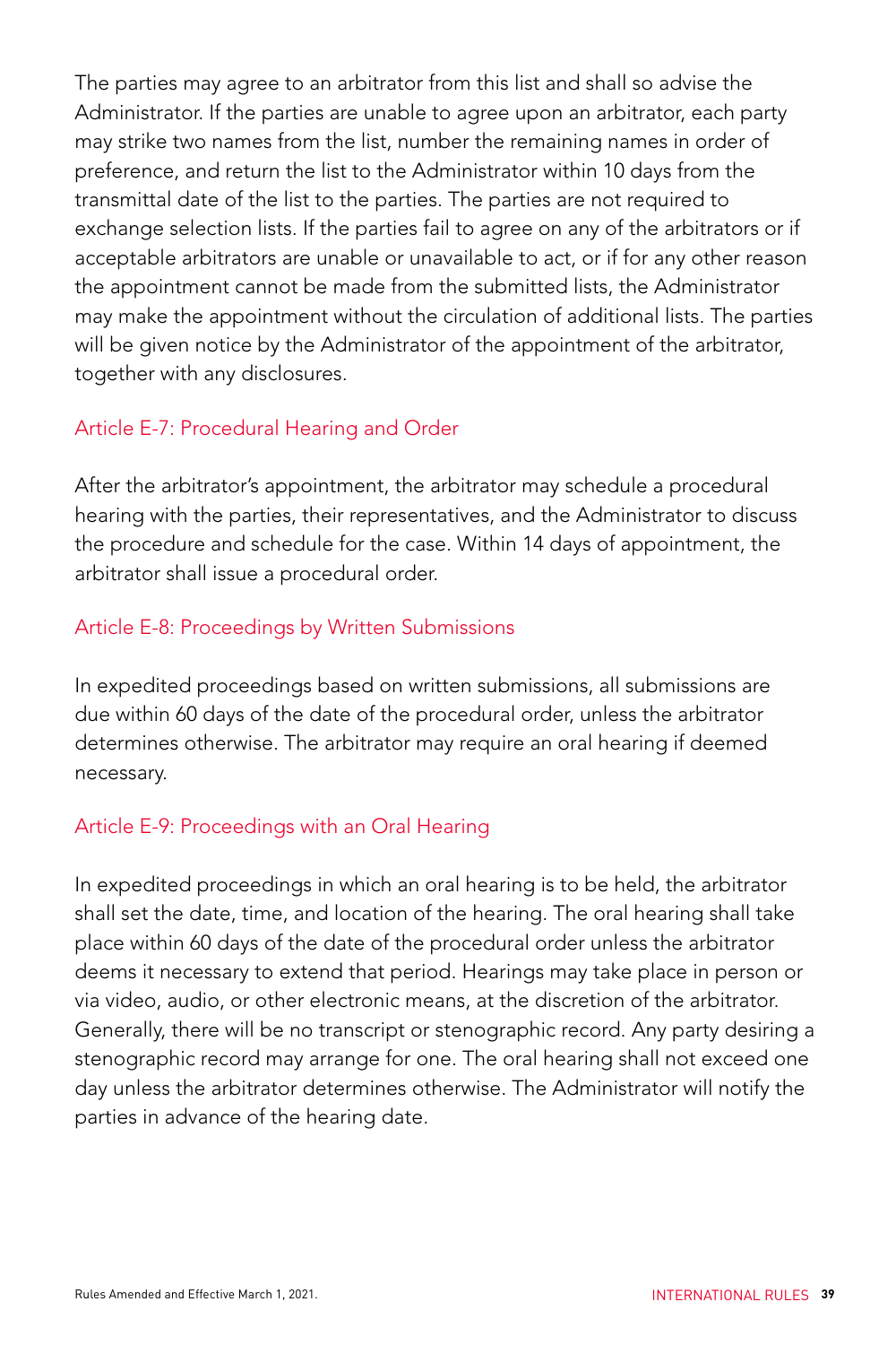The parties may agree to an arbitrator from this list and shall so advise the Administrator. If the parties are unable to agree upon an arbitrator, each party may strike two names from the list, number the remaining names in order of preference, and return the list to the Administrator within 10 days from the transmittal date of the list to the parties. The parties are not required to exchange selection lists. If the parties fail to agree on any of the arbitrators or if acceptable arbitrators are unable or unavailable to act, or if for any other reason the appointment cannot be made from the submitted lists, the Administrator may make the appointment without the circulation of additional lists. The parties will be given notice by the Administrator of the appointment of the arbitrator, together with any disclosures.

## Article E-7: Procedural Hearing and Order

After the arbitrator's appointment, the arbitrator may schedule a procedural hearing with the parties, their representatives, and the Administrator to discuss the procedure and schedule for the case. Within 14 days of appointment, the arbitrator shall issue a procedural order.

## Article E-8: Proceedings by Written Submissions

In expedited proceedings based on written submissions, all submissions are due within 60 days of the date of the procedural order, unless the arbitrator determines otherwise. The arbitrator may require an oral hearing if deemed necessary.

## Article E-9: Proceedings with an Oral Hearing

In expedited proceedings in which an oral hearing is to be held, the arbitrator shall set the date, time, and location of the hearing. The oral hearing shall take place within 60 days of the date of the procedural order unless the arbitrator deems it necessary to extend that period. Hearings may take place in person or via video, audio, or other electronic means, at the discretion of the arbitrator. Generally, there will be no transcript or stenographic record. Any party desiring a stenographic record may arrange for one. The oral hearing shall not exceed one day unless the arbitrator determines otherwise. The Administrator will notify the parties in advance of the hearing date.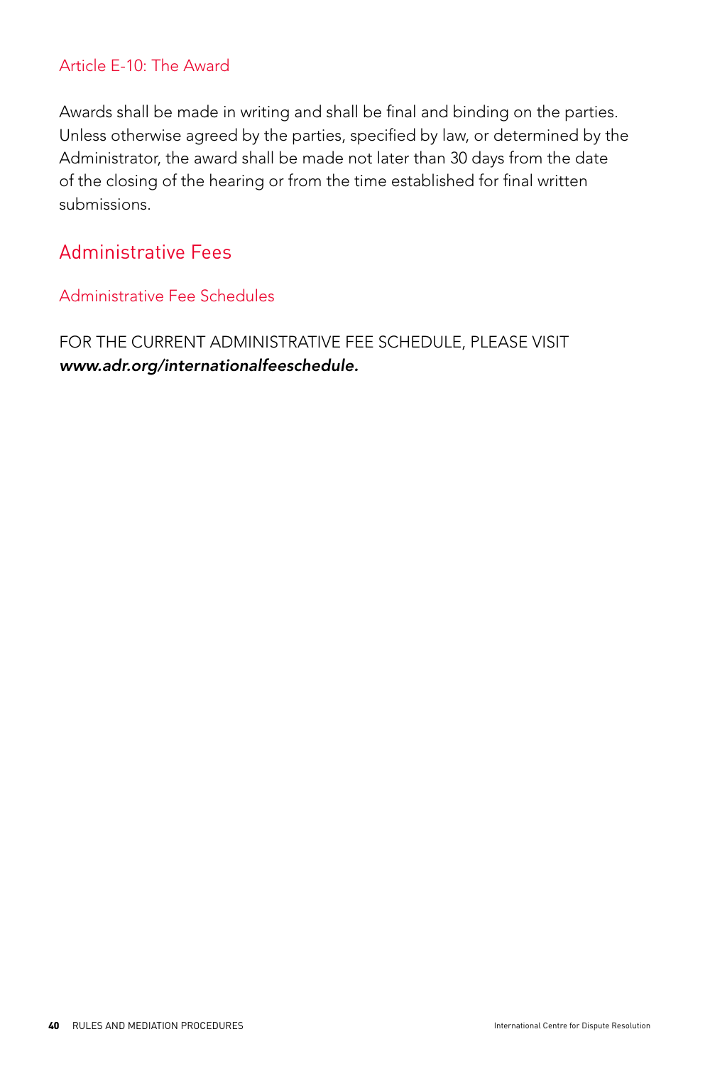### Article E-10: The Award

Awards shall be made in writing and shall be final and binding on the parties. Unless otherwise agreed by the parties, specified by law, or determined by the Administrator, the award shall be made not later than 30 days from the date of the closing of the hearing or from the time established for final written submissions.

## Administrative Fees

### Administrative Fee Schedules

FOR THE CURRENT ADMINISTRATIVE FEE SCHEDULE, PLEASE VISIT ***www.adr.org/internationalfeeschedule.***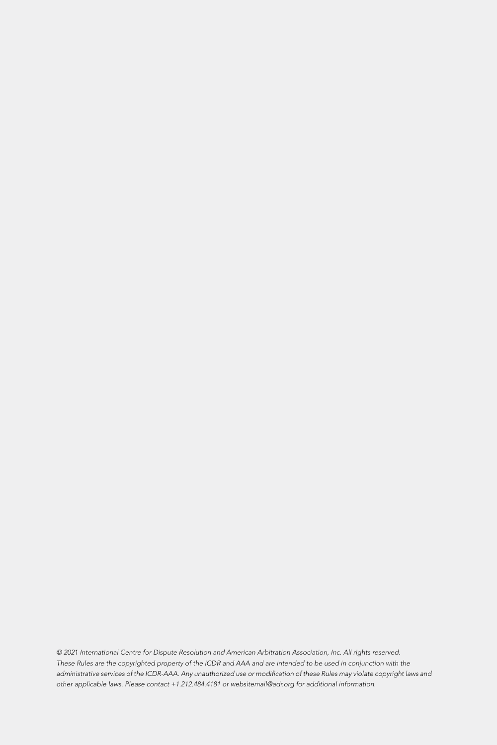*© 2021 International Centre for Dispute Resolution and American Arbitration Association, Inc. All rights reserved. These Rules are the copyrighted property of the ICDR and AAA and are intended to be used in conjunction with the administrative services of the ICDR-AAA. Any unauthorized use or modification of these Rules may violate copyright laws and other applicable laws. Please contact +1.212.484.4181 or websitemail@adr.org for additional information.*